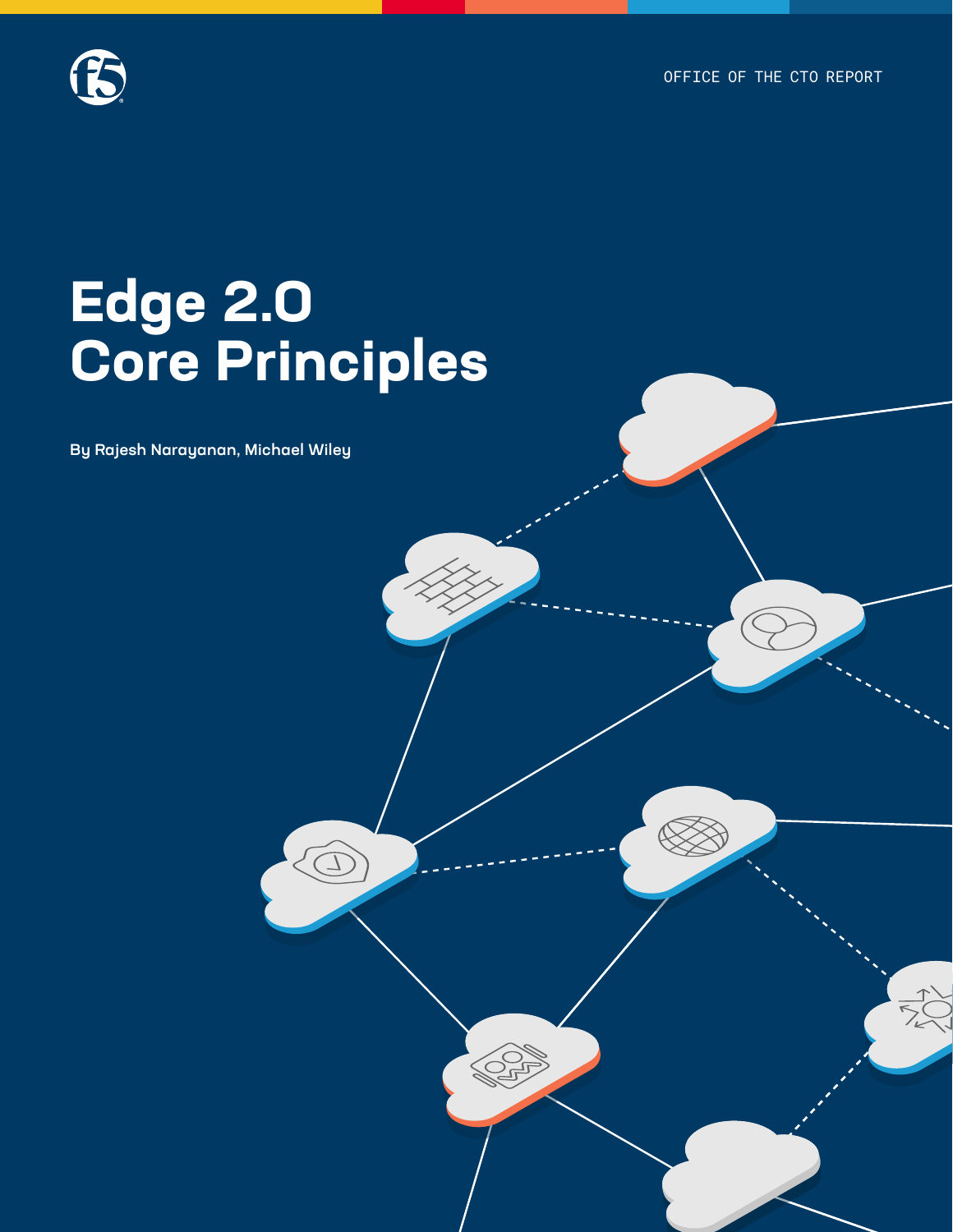OFFICE OF THE CTO REPORT

# Edge 2.0 Core Principles

**By Rajesh Narayanan, Michael Wiley**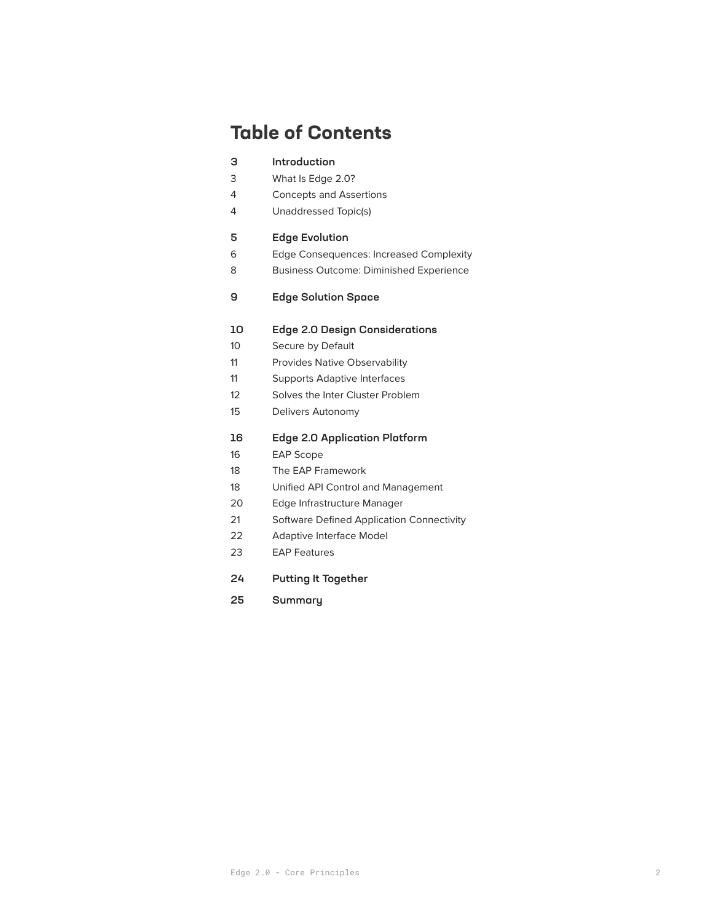# Table of Contents

| | |
|---|---|
| **3** | **Introduction** |
| 3 | What Is Edge 2.0? |
| 4 | Concepts and Assertions |
| 4 | Unaddressed Topic(s) |
| **5** | **Edge Evolution** |
| 6 | Edge Consequences: Increased Complexity |
| 8 | Business Outcome: Diminished Experience |
| **9** | **Edge Solution Space** |
| **10** | **Edge 2.0 Design Considerations** |
| 10 | Secure by Default |
| 11 | Provides Native Observability |
| 11 | Supports Adaptive Interfaces |
| 12 | Solves the Inter Cluster Problem |
| 15 | Delivers Autonomy |
| **16** | **Edge 2.0 Application Platform** |
| 16 | EAP Scope |
| 18 | The EAP Framework |
| 18 | Unified API Control and Management |
| 20 | Edge Infrastructure Manager |
| 21 | Software Defined Application Connectivity |
| 22 | Adaptive Interface Model |
| 23 | EAP Features |
| **24** | **Putting It Together** |
| **25** | **Summary** |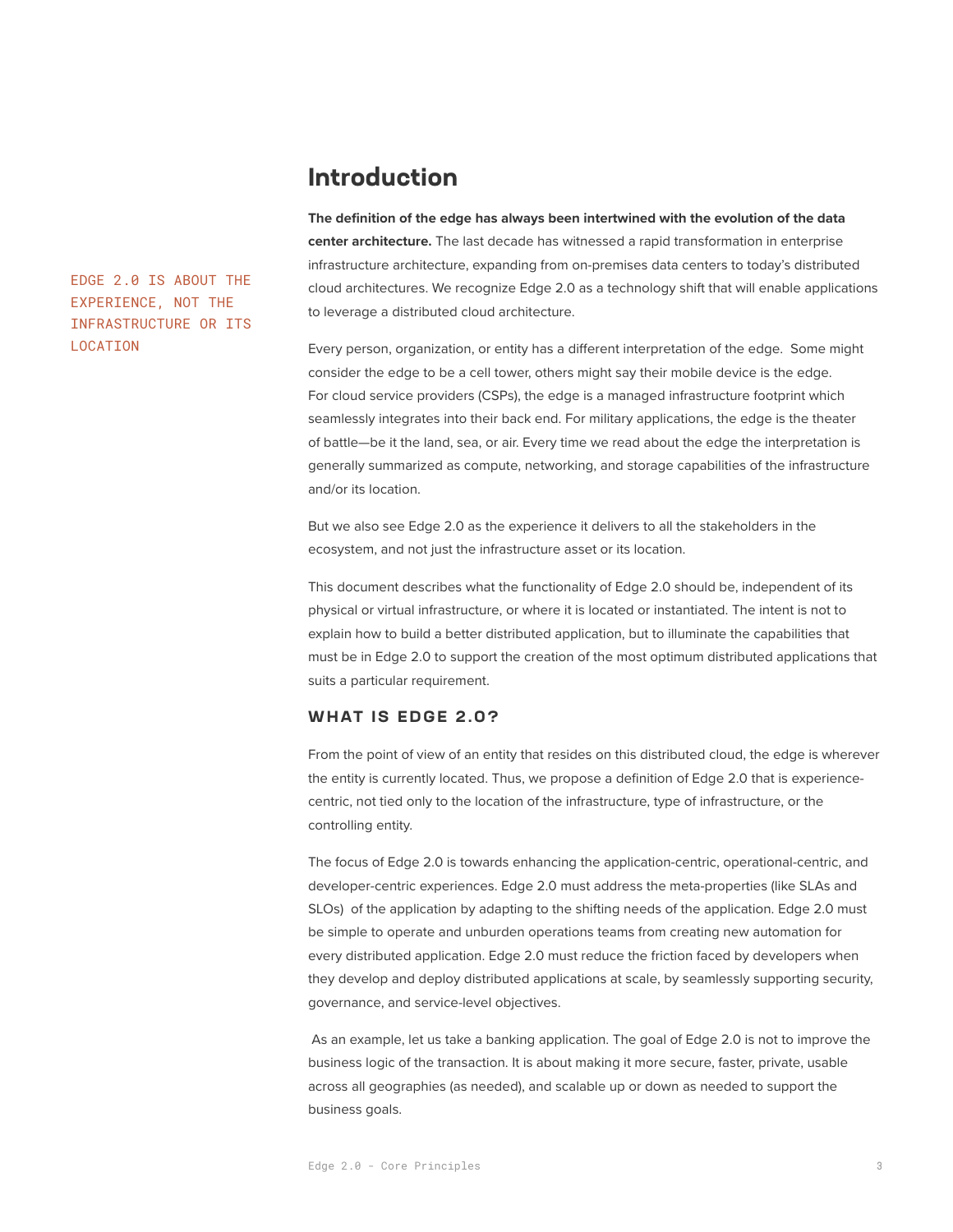# Introduction

EDGE 2.0 IS ABOUT THE EXPERIENCE, NOT THE INFRASTRUCTURE OR ITS LOCATION

**The definition of the edge has always been intertwined with the evolution of the data center architecture.** The last decade has witnessed a rapid transformation in enterprise infrastructure architecture, expanding from on-premises data centers to today's distributed cloud architectures. We recognize Edge 2.0 as a technology shift that will enable applications to leverage a distributed cloud architecture.

Every person, organization, or entity has a different interpretation of the edge. Some might consider the edge to be a cell tower, others might say their mobile device is the edge. For cloud service providers (CSPs), the edge is a managed infrastructure footprint which seamlessly integrates into their back end. For military applications, the edge is the theater of battle—be it the land, sea, or air. Every time we read about the edge the interpretation is generally summarized as compute, networking, and storage capabilities of the infrastructure and/or its location.

But we also see Edge 2.0 as the experience it delivers to all the stakeholders in the ecosystem, and not just the infrastructure asset or its location.

This document describes what the functionality of Edge 2.0 should be, independent of its physical or virtual infrastructure, or where it is located or instantiated. The intent is not to explain how to build a better distributed application, but to illuminate the capabilities that must be in Edge 2.0 to support the creation of the most optimum distributed applications that suits a particular requirement.

## WHAT IS EDGE 2.0?

From the point of view of an entity that resides on this distributed cloud, the edge is wherever the entity is currently located. Thus, we propose a definition of Edge 2.0 that is experience-centric, not tied only to the location of the infrastructure, type of infrastructure, or the controlling entity.

The focus of Edge 2.0 is towards enhancing the application-centric, operational-centric, and developer-centric experiences. Edge 2.0 must address the meta-properties (like SLAs and SLOs) of the application by adapting to the shifting needs of the application. Edge 2.0 must be simple to operate and unburden operations teams from creating new automation for every distributed application. Edge 2.0 must reduce the friction faced by developers when they develop and deploy distributed applications at scale, by seamlessly supporting security, governance, and service-level objectives.

As an example, let us take a banking application. The goal of Edge 2.0 is not to improve the business logic of the transaction. It is about making it more secure, faster, private, usable across all geographies (as needed), and scalable up or down as needed to support the business goals.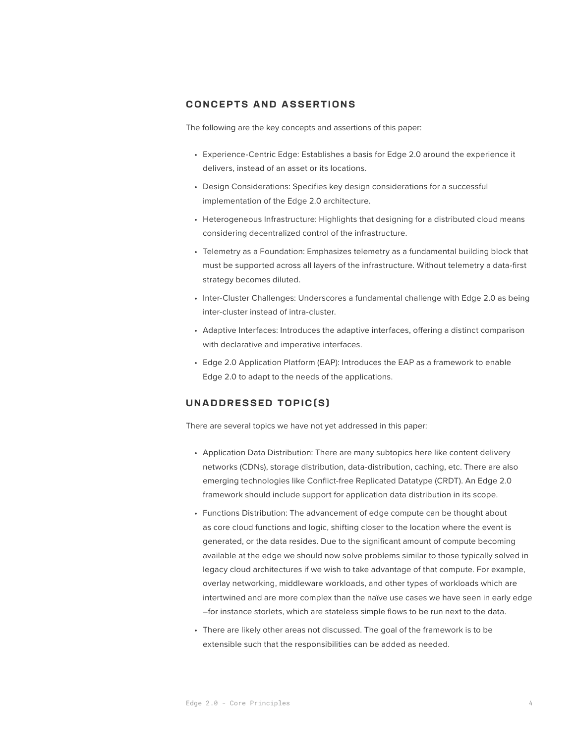## CONCEPTS AND ASSERTIONS

The following are the key concepts and assertions of this paper:

- Experience-Centric Edge: Establishes a basis for Edge 2.0 around the experience it delivers, instead of an asset or its locations.
- Design Considerations: Specifies key design considerations for a successful implementation of the Edge 2.0 architecture.
- Heterogeneous Infrastructure: Highlights that designing for a distributed cloud means considering decentralized control of the infrastructure.
- Telemetry as a Foundation: Emphasizes telemetry as a fundamental building block that must be supported across all layers of the infrastructure. Without telemetry a data-first strategy becomes diluted.
- Inter-Cluster Challenges: Underscores a fundamental challenge with Edge 2.0 as being inter-cluster instead of intra-cluster.
- Adaptive Interfaces: Introduces the adaptive interfaces, offering a distinct comparison with declarative and imperative interfaces.
- Edge 2.0 Application Platform (EAP): Introduces the EAP as a framework to enable Edge 2.0 to adapt to the needs of the applications.

## UNADDRESSED TOPIC(S)

There are several topics we have not yet addressed in this paper:

- Application Data Distribution: There are many subtopics here like content delivery networks (CDNs), storage distribution, data-distribution, caching, etc. There are also emerging technologies like Conflict-free Replicated Datatype (CRDT). An Edge 2.0 framework should include support for application data distribution in its scope.
- Functions Distribution: The advancement of edge compute can be thought about as core cloud functions and logic, shifting closer to the location where the event is generated, or the data resides. Due to the significant amount of compute becoming available at the edge we should now solve problems similar to those typically solved in legacy cloud architectures if we wish to take advantage of that compute. For example, overlay networking, middleware workloads, and other types of workloads which are intertwined and are more complex than the naïve use cases we have seen in early edge –for instance storlets, which are stateless simple flows to be run next to the data.
- There are likely other areas not discussed. The goal of the framework is to be extensible such that the responsibilities can be added as needed.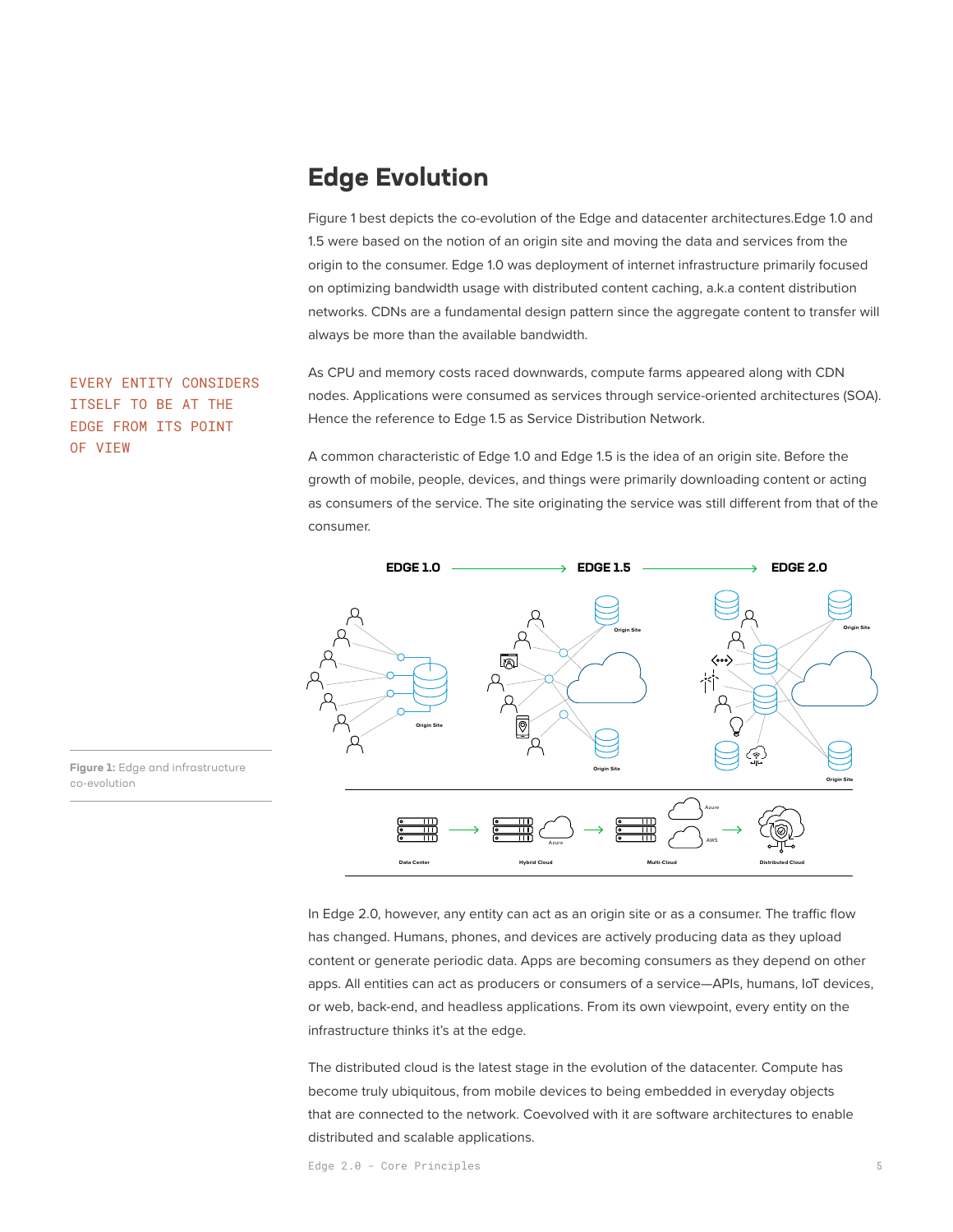## Edge Evolution

Figure 1 best depicts the co-evolution of the Edge and datacenter architectures.Edge 1.0 and 1.5 were based on the notion of an origin site and moving the data and services from the origin to the consumer. Edge 1.0 was deployment of internet infrastructure primarily focused on optimizing bandwidth usage with distributed content caching, a.k.a content distribution networks. CDNs are a fundamental design pattern since the aggregate content to transfer will always be more than the available bandwidth.

EVERY ENTITY CONSIDERS ITSELF TO BE AT THE EDGE FROM ITS POINT OF VIEW

As CPU and memory costs raced downwards, compute farms appeared along with CDN nodes. Applications were consumed as services through service-oriented architectures (SOA). Hence the reference to Edge 1.5 as Service Distribution Network.

A common characteristic of Edge 1.0 and Edge 1.5 is the idea of an origin site. Before the growth of mobile, people, devices, and things were primarily downloading content or acting as consumers of the service. The site originating the service was still different from that of the consumer.

**Figure 1:** Edge and infrastructure co-evolution

In Edge 2.0, however, any entity can act as an origin site or as a consumer. The traffic flow has changed. Humans, phones, and devices are actively producing data as they upload content or generate periodic data. Apps are becoming consumers as they depend on other apps. All entities can act as producers or consumers of a service—APIs, humans, IoT devices, or web, back-end, and headless applications. From its own viewpoint, every entity on the infrastructure thinks it's at the edge.

The distributed cloud is the latest stage in the evolution of the datacenter. Compute has become truly ubiquitous, from mobile devices to being embedded in everyday objects that are connected to the network. Coevolved with it are software architectures to enable distributed and scalable applications.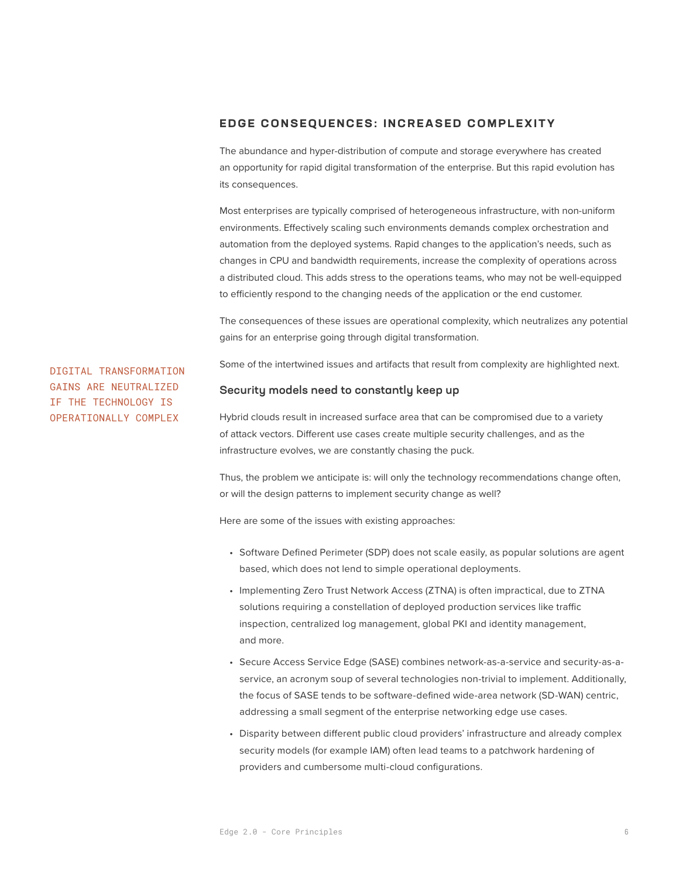## EDGE CONSEQUENCES: INCREASED COMPLEXITY

The abundance and hyper-distribution of compute and storage everywhere has created an opportunity for rapid digital transformation of the enterprise. But this rapid evolution has its consequences.

Most enterprises are typically comprised of heterogeneous infrastructure, with non-uniform environments. Effectively scaling such environments demands complex orchestration and automation from the deployed systems. Rapid changes to the application's needs, such as changes in CPU and bandwidth requirements, increase the complexity of operations across a distributed cloud. This adds stress to the operations teams, who may not be well-equipped to efficiently respond to the changing needs of the application or the end customer.

The consequences of these issues are operational complexity, which neutralizes any potential gains for an enterprise going through digital transformation.

DIGITAL TRANSFORMATION GAINS ARE NEUTRALIZED IF THE TECHNOLOGY IS OPERATIONALLY COMPLEX

Some of the intertwined issues and artifacts that result from complexity are highlighted next.

### Security models need to constantly keep up

Hybrid clouds result in increased surface area that can be compromised due to a variety of attack vectors. Different use cases create multiple security challenges, and as the infrastructure evolves, we are constantly chasing the puck.

Thus, the problem we anticipate is: will only the technology recommendations change often, or will the design patterns to implement security change as well?

Here are some of the issues with existing approaches:

- Software Defined Perimeter (SDP) does not scale easily, as popular solutions are agent based, which does not lend to simple operational deployments.
- Implementing Zero Trust Network Access (ZTNA) is often impractical, due to ZTNA solutions requiring a constellation of deployed production services like traffic inspection, centralized log management, global PKI and identity management, and more.
- Secure Access Service Edge (SASE) combines network-as-a-service and security-as-a-service, an acronym soup of several technologies non-trivial to implement. Additionally, the focus of SASE tends to be software-defined wide-area network (SD-WAN) centric, addressing a small segment of the enterprise networking edge use cases.
- Disparity between different public cloud providers' infrastructure and already complex security models (for example IAM) often lead teams to a patchwork hardening of providers and cumbersome multi-cloud configurations.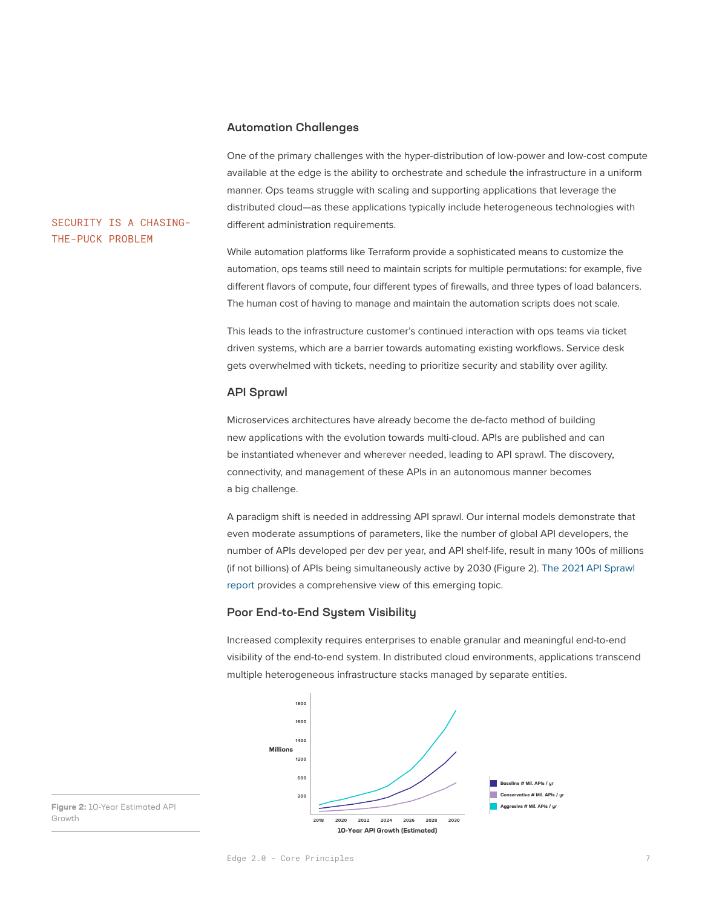SECURITY IS A CHASING-THE-PUCK PROBLEM

### Automation Challenges

One of the primary challenges with the hyper-distribution of low-power and low-cost compute available at the edge is the ability to orchestrate and schedule the infrastructure in a uniform manner. Ops teams struggle with scaling and supporting applications that leverage the distributed cloud—as these applications typically include heterogeneous technologies with different administration requirements.

While automation platforms like Terraform provide a sophisticated means to customize the automation, ops teams still need to maintain scripts for multiple permutations: for example, five different flavors of compute, four different types of firewalls, and three types of load balancers. The human cost of having to manage and maintain the automation scripts does not scale.

This leads to the infrastructure customer's continued interaction with ops teams via ticket driven systems, which are a barrier towards automating existing workflows. Service desk gets overwhelmed with tickets, needing to prioritize security and stability over agility.

### API Sprawl

Microservices architectures have already become the de-facto method of building new applications with the evolution towards multi-cloud. APIs are published and can be instantiated whenever and wherever needed, leading to API sprawl. The discovery, connectivity, and management of these APIs in an autonomous manner becomes a big challenge.

A paradigm shift is needed in addressing API sprawl. Our internal models demonstrate that even moderate assumptions of parameters, like the number of global API developers, the number of APIs developed per dev per year, and API shelf-life, result in many 100s of millions (if not billions) of APIs being simultaneously active by 2030 (Figure 2). The 2021 API Sprawl report provides a comprehensive view of this emerging topic.

### Poor End-to-End System Visibility

Increased complexity requires enterprises to enable granular and meaningful end-to-end visibility of the end-to-end system. In distributed cloud environments, applications transcend multiple heterogeneous infrastructure stacks managed by separate entities.

**Figure 2:** 10-Year Estimated API Growth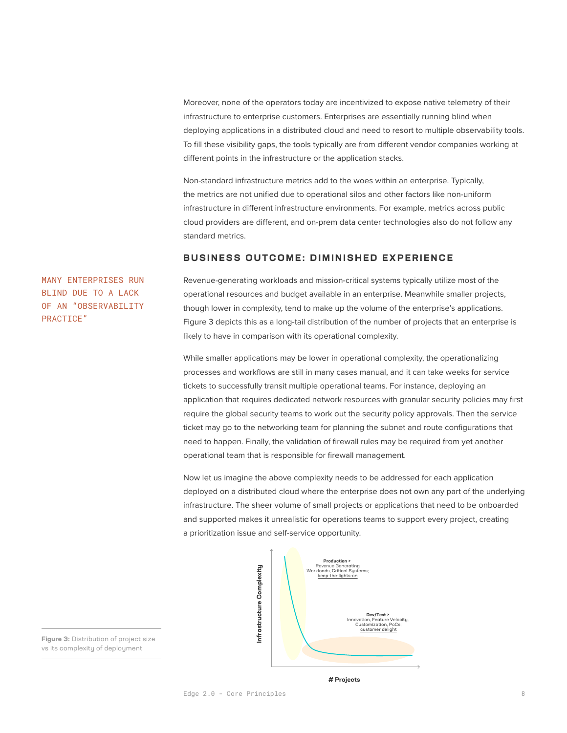Moreover, none of the operators today are incentivized to expose native telemetry of their infrastructure to enterprise customers. Enterprises are essentially running blind when deploying applications in a distributed cloud and need to resort to multiple observability tools. To fill these visibility gaps, the tools typically are from different vendor companies working at different points in the infrastructure or the application stacks.

Non-standard infrastructure metrics add to the woes within an enterprise. Typically, the metrics are not unified due to operational silos and other factors like non-uniform infrastructure in different infrastructure environments. For example, metrics across public cloud providers are different, and on-prem data center technologies also do not follow any standard metrics.

## BUSINESS OUTCOME: DIMINISHED EXPERIENCE

MANY ENTERPRISES RUN BLIND DUE TO A LACK OF AN "OBSERVABILITY PRACTICE"

Revenue-generating workloads and mission-critical systems typically utilize most of the operational resources and budget available in an enterprise. Meanwhile smaller projects, though lower in complexity, tend to make up the volume of the enterprise's applications. Figure 3 depicts this as a long-tail distribution of the number of projects that an enterprise is likely to have in comparison with its operational complexity.

While smaller applications may be lower in operational complexity, the operationalizing processes and workflows are still in many cases manual, and it can take weeks for service tickets to successfully transit multiple operational teams. For instance, deploying an application that requires dedicated network resources with granular security policies may first require the global security teams to work out the security policy approvals. Then the service ticket may go to the networking team for planning the subnet and route configurations that need to happen. Finally, the validation of firewall rules may be required from yet another operational team that is responsible for firewall management.

Now let us imagine the above complexity needs to be addressed for each application deployed on a distributed cloud where the enterprise does not own any part of the underlying infrastructure. The sheer volume of small projects or applications that need to be onboarded and supported makes it unrealistic for operations teams to support every project, creating a prioritization issue and self-service opportunity.

**Production >** Revenue Generating Workloads, Critical Systems; keep-the-lights-on

**Dev/Test >** Innovation, Feature Velocity, Customization, PoCs; customer delight

Infrastructure Complexity

# Projects

**Figure 3:** Distribution of project size vs its complexity of deployment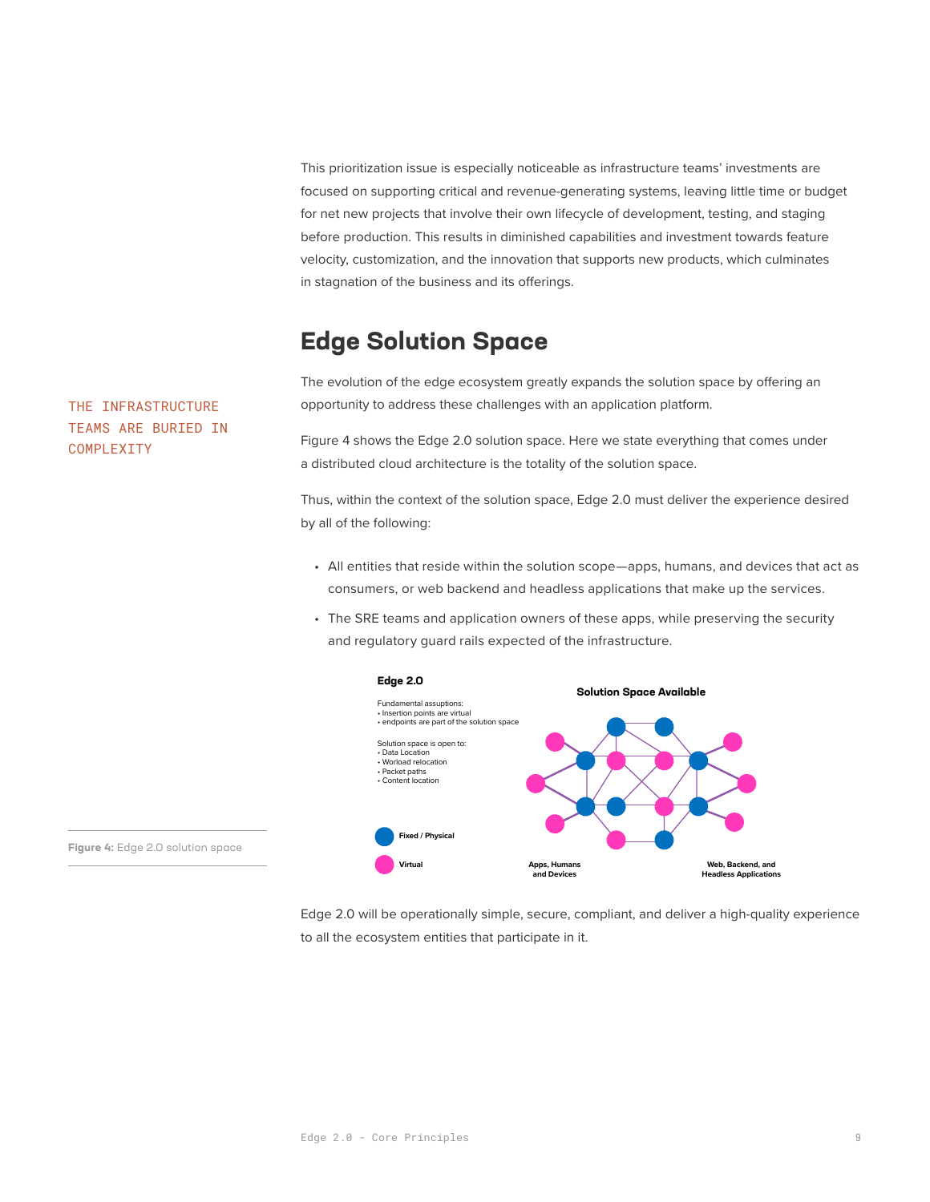This prioritization issue is especially noticeable as infrastructure teams' investments are focused on supporting critical and revenue-generating systems, leaving little time or budget for net new projects that involve their own lifecycle of development, testing, and staging before production. This results in diminished capabilities and investment towards feature velocity, customization, and the innovation that supports new products, which culminates in stagnation of the business and its offerings.

## Edge Solution Space

THE INFRASTRUCTURE TEAMS ARE BURIED IN COMPLEXITY

The evolution of the edge ecosystem greatly expands the solution space by offering an opportunity to address these challenges with an application platform.

Figure 4 shows the Edge 2.0 solution space. Here we state everything that comes under a distributed cloud architecture is the totality of the solution space.

Thus, within the context of the solution space, Edge 2.0 must deliver the experience desired by all of the following:

- All entities that reside within the solution scope—apps, humans, and devices that act as consumers, or web backend and headless applications that make up the services.
- The SRE teams and application owners of these apps, while preserving the security and regulatory guard rails expected of the infrastructure.

**Edge 2.0**

Fundamental assuptions:
- Insertion points are virtual
- endpoints are part of the solution space

Solution space is open to:
- Data Location
- Worload relocation
- Packet paths
- Content location

**Solution Space Available**

Fixed / Physical

Virtual

Apps, Humans and Devices

Web, Backend, and Headless Applications

**Figure 4:** Edge 2.0 solution space

Edge 2.0 will be operationally simple, secure, compliant, and deliver a high-quality experience to all the ecosystem entities that participate in it.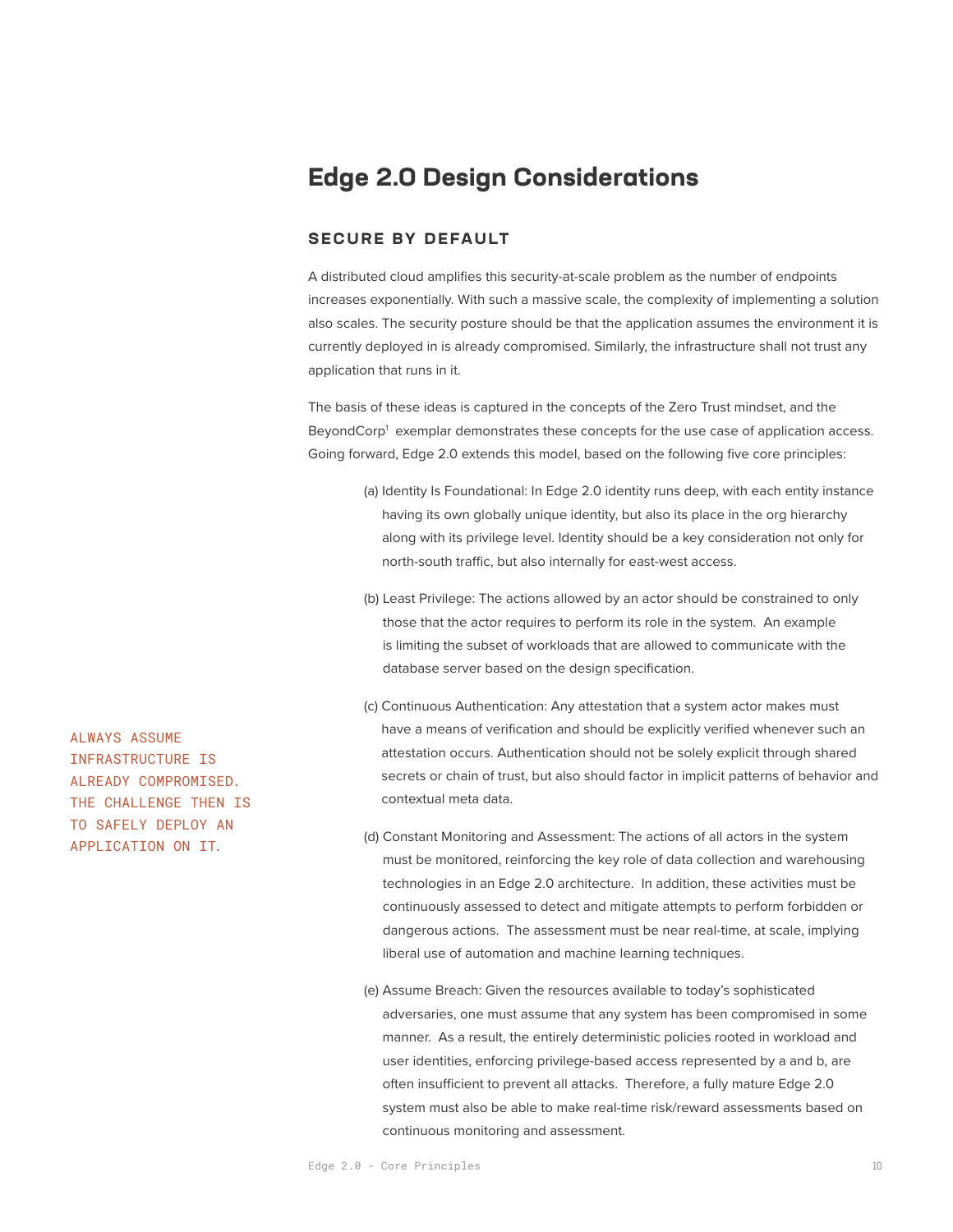# Edge 2.0 Design Considerations

## SECURE BY DEFAULT

A distributed cloud amplifies this security-at-scale problem as the number of endpoints increases exponentially. With such a massive scale, the complexity of implementing a solution also scales. The security posture should be that the application assumes the environment it is currently deployed in is already compromised. Similarly, the infrastructure shall not trust any application that runs in it.

The basis of these ideas is captured in the concepts of the Zero Trust mindset, and the BeyondCorp[1] exemplar demonstrates these concepts for the use case of application access. Going forward, Edge 2.0 extends this model, based on the following five core principles:

ALWAYS ASSUME INFRASTRUCTURE IS ALREADY COMPROMISED. THE CHALLENGE THEN IS TO SAFELY DEPLOY AN APPLICATION ON IT.

(a) Identity Is Foundational: In Edge 2.0 identity runs deep, with each entity instance having its own globally unique identity, but also its place in the org hierarchy along with its privilege level. Identity should be a key consideration not only for north-south traffic, but also internally for east-west access.

(b) Least Privilege: The actions allowed by an actor should be constrained to only those that the actor requires to perform its role in the system. An example is limiting the subset of workloads that are allowed to communicate with the database server based on the design specification.

(c) Continuous Authentication: Any attestation that a system actor makes must have a means of verification and should be explicitly verified whenever such an attestation occurs. Authentication should not be solely explicit through shared secrets or chain of trust, but also should factor in implicit patterns of behavior and contextual meta data.

(d) Constant Monitoring and Assessment: The actions of all actors in the system must be monitored, reinforcing the key role of data collection and warehousing technologies in an Edge 2.0 architecture. In addition, these activities must be continuously assessed to detect and mitigate attempts to perform forbidden or dangerous actions. The assessment must be near real-time, at scale, implying liberal use of automation and machine learning techniques.

(e) Assume Breach: Given the resources available to today's sophisticated adversaries, one must assume that any system has been compromised in some manner. As a result, the entirely deterministic policies rooted in workload and user identities, enforcing privilege-based access represented by a and b, are often insufficient to prevent all attacks. Therefore, a fully mature Edge 2.0 system must also be able to make real-time risk/reward assessments based on continuous monitoring and assessment.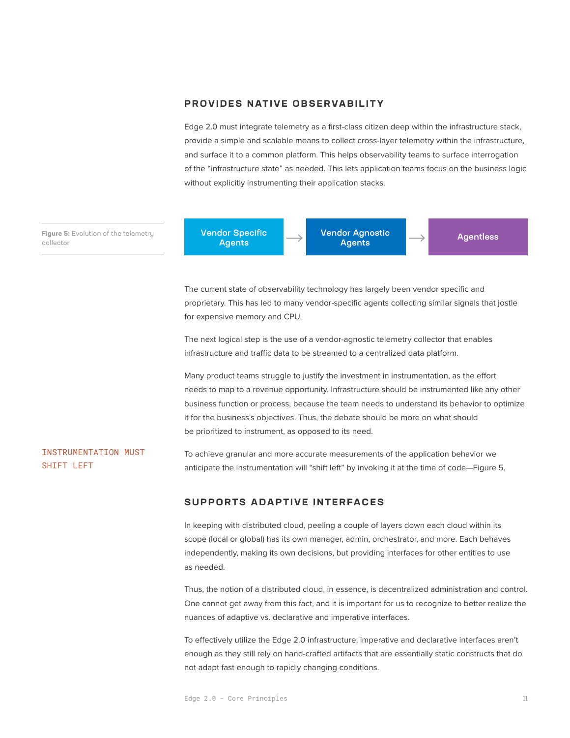## PROVIDES NATIVE OBSERVABILITY

Edge 2.0 must integrate telemetry as a first-class citizen deep within the infrastructure stack, provide a simple and scalable means to collect cross-layer telemetry within the infrastructure, and surface it to a common platform. This helps observability teams to surface interrogation of the "infrastructure state" as needed. This lets application teams focus on the business logic without explicitly instrumenting their application stacks.

Vendor Specific Agents → Vendor Agnostic Agents → Agentless

**Figure 5:** Evolution of the telemetry collector

The current state of observability technology has largely been vendor specific and proprietary. This has led to many vendor-specific agents collecting similar signals that jostle for expensive memory and CPU.

The next logical step is the use of a vendor-agnostic telemetry collector that enables infrastructure and traffic data to be streamed to a centralized data platform.

Many product teams struggle to justify the investment in instrumentation, as the effort needs to map to a revenue opportunity. Infrastructure should be instrumented like any other business function or process, because the team needs to understand its behavior to optimize it for the business's objectives. Thus, the debate should be more on what should be prioritized to instrument, as opposed to its need.

INSTRUMENTATION MUST SHIFT LEFT

To achieve granular and more accurate measurements of the application behavior we anticipate the instrumentation will "shift left" by invoking it at the time of code—Figure 5.

## SUPPORTS ADAPTIVE INTERFACES

In keeping with distributed cloud, peeling a couple of layers down each cloud within its scope (local or global) has its own manager, admin, orchestrator, and more. Each behaves independently, making its own decisions, but providing interfaces for other entities to use as needed.

Thus, the notion of a distributed cloud, in essence, is decentralized administration and control. One cannot get away from this fact, and it is important for us to recognize to better realize the nuances of adaptive vs. declarative and imperative interfaces.

To effectively utilize the Edge 2.0 infrastructure, imperative and declarative interfaces aren't enough as they still rely on hand-crafted artifacts that are essentially static constructs that do not adapt fast enough to rapidly changing conditions.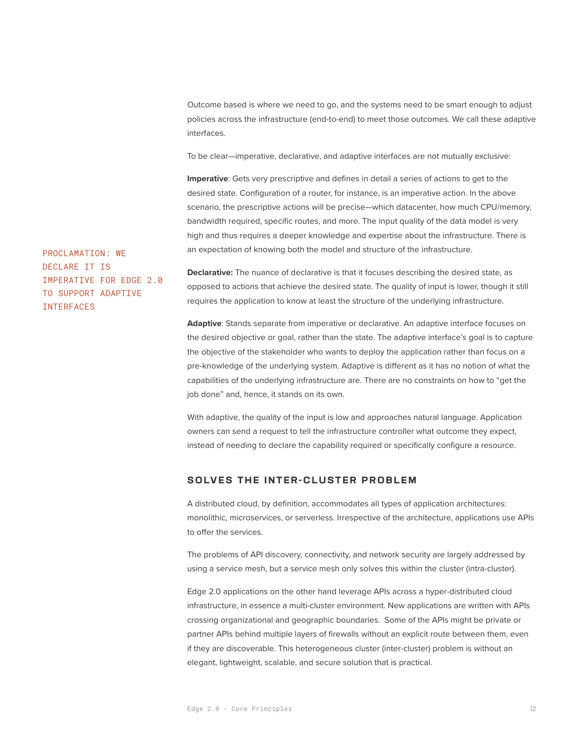Outcome based is where we need to go, and the systems need to be smart enough to adjust policies across the infrastructure (end-to-end) to meet those outcomes. We call these adaptive interfaces.

To be clear—imperative, declarative, and adaptive interfaces are not mutually exclusive:

**Imperative**: Gets very prescriptive and defines in detail a series of actions to get to the desired state. Configuration of a router, for instance, is an imperative action. In the above scenario, the prescriptive actions will be precise—which datacenter, how much CPU/memory, bandwidth required, specific routes, and more. The input quality of the data model is very high and thus requires a deeper knowledge and expertise about the infrastructure. There is an expectation of knowing both the model and structure of the infrastructure.

PROCLAMATION: WE DECLARE IT IS IMPERATIVE FOR EDGE 2.0 TO SUPPORT ADAPTIVE INTERFACES

**Declarative:** The nuance of declarative is that it focuses describing the desired state, as opposed to actions that achieve the desired state. The quality of input is lower, though it still requires the application to know at least the structure of the underlying infrastructure.

**Adaptive**: Stands separate from imperative or declarative. An adaptive interface focuses on the desired objective or goal, rather than the state. The adaptive interface's goal is to capture the objective of the stakeholder who wants to deploy the application rather than focus on a pre-knowledge of the underlying system. Adaptive is different as it has no notion of what the capabilities of the underlying infrastructure are. There are no constraints on how to "get the job done" and, hence, it stands on its own.

With adaptive, the quality of the input is low and approaches natural language. Application owners can send a request to tell the infrastructure controller what outcome they expect, instead of needing to declare the capability required or specifically configure a resource.

## SOLVES THE INTER-CLUSTER PROBLEM

A distributed cloud, by definition, accommodates all types of application architectures: monolithic, microservices, or serverless. Irrespective of the architecture, applications use APIs to offer the services.

The problems of API discovery, connectivity, and network security are largely addressed by using a service mesh, but a service mesh only solves this within the cluster (intra-cluster).

Edge 2.0 applications on the other hand leverage APIs across a hyper-distributed cloud infrastructure, in essence a multi-cluster environment. New applications are written with APIs crossing organizational and geographic boundaries. Some of the APIs might be private or partner APIs behind multiple layers of firewalls without an explicit route between them, even if they are discoverable. This heterogeneous cluster (inter-cluster) problem is without an elegant, lightweight, scalable, and secure solution that is practical.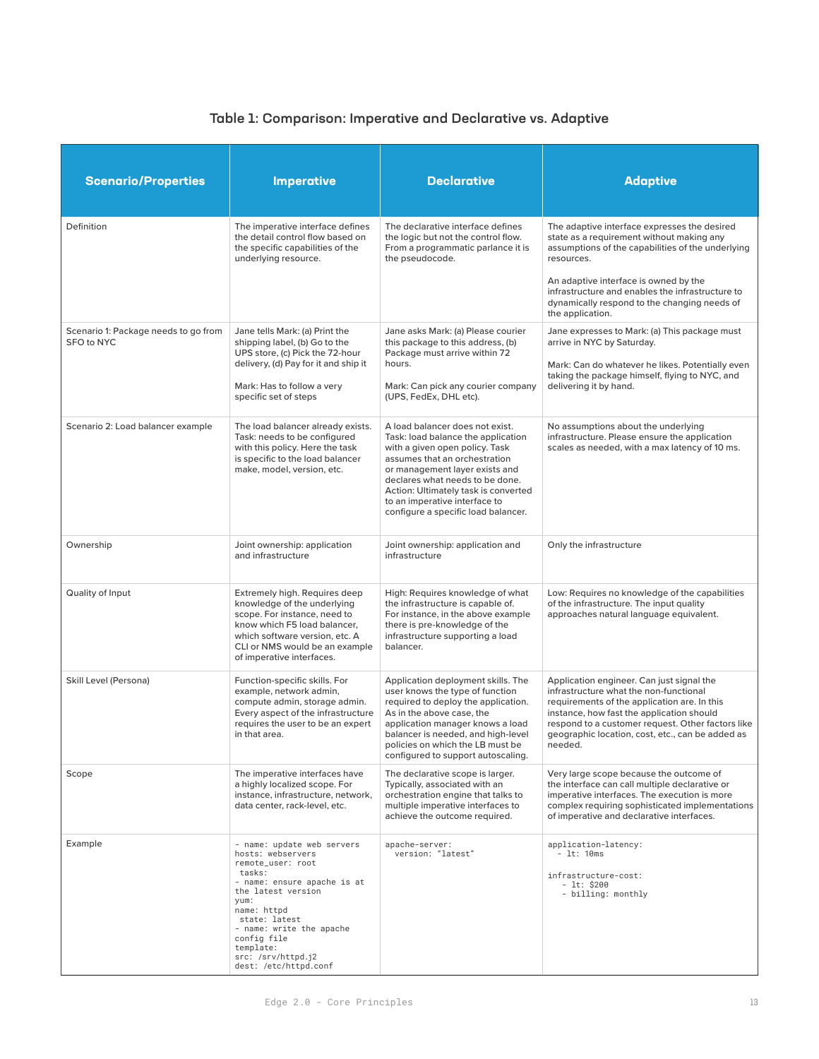### Table 1: Comparison: Imperative and Declarative vs. Adaptive

| Scenario/Properties | Imperative | Declarative | Adaptive |
| --- | --- | --- | --- |
| Definition | The imperative interface defines the detail control flow based on the specific capabilities of the underlying resource. | The declarative interface defines the logic but not the control flow. From a programmatic parlance it is the pseudocode. | The adaptive interface expresses the desired state as a requirement without making any assumptions of the capabilities of the underlying resources.<br><br>An adaptive interface is owned by the infrastructure and enables the infrastructure to dynamically respond to the changing needs of the application. |
| Scenario 1: Package needs to go from SFO to NYC | Jane tells Mark: (a) Print the shipping label, (b) Go to the UPS store, (c) Pick the 72-hour delivery, (d) Pay for it and ship it<br><br>Mark: Has to follow a very specific set of steps | Jane asks Mark: (a) Please courier this package to this address, (b) Package must arrive within 72 hours.<br><br>Mark: Can pick any courier company (UPS, FedEx, DHL etc). | Jane expresses to Mark: (a) This package must arrive in NYC by Saturday.<br><br>Mark: Can do whatever he likes. Potentially even taking the package himself, flying to NYC, and delivering it by hand. |
| Scenario 2: Load balancer example | The load balancer already exists. Task: needs to be configured with this policy. Here the task is specific to the load balancer make, model, version, etc. | A load balancer does not exist. Task: load balance the application with a given open policy. Task assumes that an orchestration or management layer exists and declares what needs to be done. Action: Ultimately task is converted to an imperative interface to configure a specific load balancer. | No assumptions about the underlying infrastructure. Please ensure the application scales as needed, with a max latency of 10 ms. |
| Ownership | Joint ownership: application and infrastructure | Joint ownership: application and infrastructure | Only the infrastructure |
| Quality of Input | Extremely high. Requires deep knowledge of the underlying scope. For instance, need to know which F5 load balancer, which software version, etc. A CLI or NMS would be an example of imperative interfaces. | High: Requires knowledge of what the infrastructure is capable of. For instance, in the above example there is pre-knowledge of the infrastructure supporting a load balancer. | Low: Requires no knowledge of the capabilities of the infrastructure. The input quality approaches natural language equivalent. |
| Skill Level (Persona) | Function-specific skills. For example, network admin, compute admin, storage admin. Every aspect of the infrastructure requires the user to be an expert in that area. | Application deployment skills. The user knows the type of function required to deploy the application. As in the above case, the application manager knows a load balancer is needed, and high-level policies on which the LB must be configured to support autoscaling. | Application engineer. Can just signal the infrastructure what the non-functional requirements of the application are. In this instance, how fast the application should respond to a customer request. Other factors like geographic location, cost, etc., can be added as needed. |
| Scope | The imperative interfaces have a highly localized scope. For instance, infrastructure, network, data center, rack-level, etc. | The declarative scope is larger. Typically, associated with an orchestration engine that talks to multiple imperative interfaces to achieve the outcome required. | Very large scope because the outcome of the interface can call multiple declarative or imperative interfaces. The execution is more complex requiring sophisticated implementations of imperative and declarative interfaces. |
| Example | `- name: update web servers`<br>`hosts: webservers`<br>`remote_user: root`<br>` tasks:`<br>`- name: ensure apache is at the latest version`<br>`yum:`<br>`name: httpd`<br>` state: latest`<br>`- name: write the apache config file`<br>`template:`<br>`src: /srv/httpd.j2`<br>`dest: /etc/httpd.conf` | `apache-server:`<br>`  version: "latest"` | `application-latency:`<br>`  - lt: 10ms`<br><br>`infrastructure-cost:`<br>`   - lt: $200`<br>`   - billing: monthly` |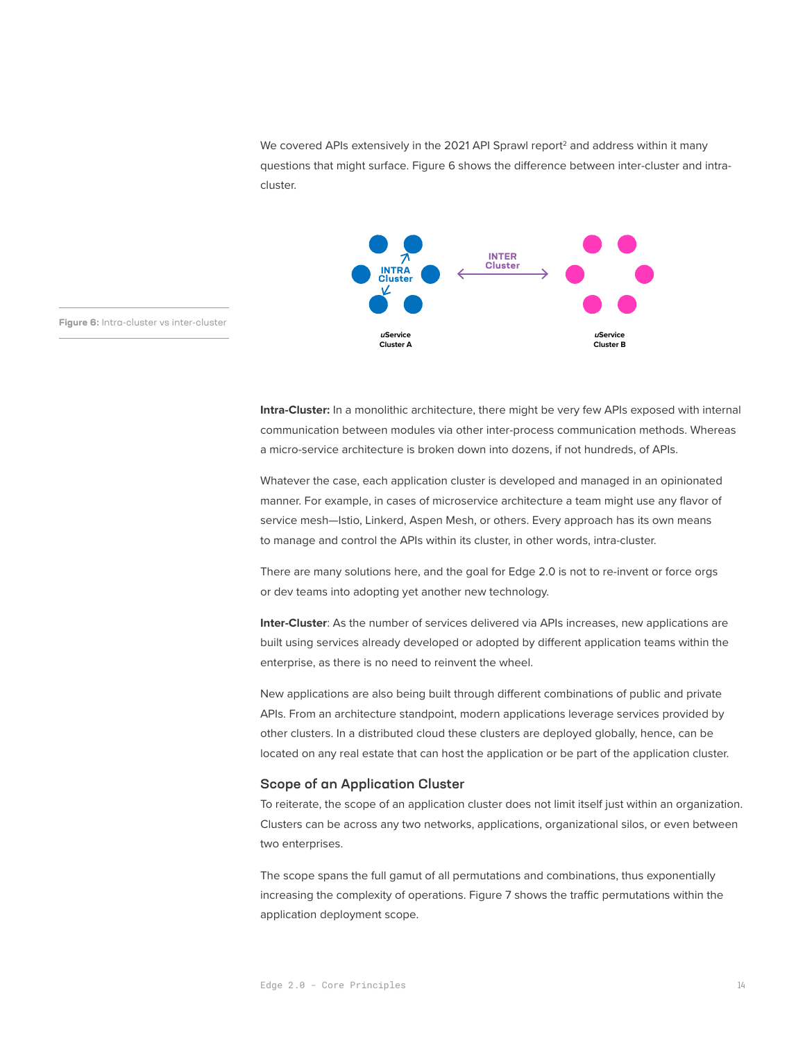We covered APIs extensively in the 2021 API Sprawl report[2] and address within it many questions that might surface. Figure 6 shows the difference between inter-cluster and intra-cluster.

**Figure 6:** Intra-cluster vs inter-cluster

**Intra-Cluster:** In a monolithic architecture, there might be very few APIs exposed with internal communication between modules via other inter-process communication methods. Whereas a micro-service architecture is broken down into dozens, if not hundreds, of APIs.

Whatever the case, each application cluster is developed and managed in an opinionated manner. For example, in cases of microservice architecture a team might use any flavor of service mesh—Istio, Linkerd, Aspen Mesh, or others. Every approach has its own means to manage and control the APIs within its cluster, in other words, intra-cluster.

There are many solutions here, and the goal for Edge 2.0 is not to re-invent or force orgs or dev teams into adopting yet another new technology.

**Inter-Cluster**: As the number of services delivered via APIs increases, new applications are built using services already developed or adopted by different application teams within the enterprise, as there is no need to reinvent the wheel.

New applications are also being built through different combinations of public and private APIs. From an architecture standpoint, modern applications leverage services provided by other clusters. In a distributed cloud these clusters are deployed globally, hence, can be located on any real estate that can host the application or be part of the application cluster.

### Scope of an Application Cluster

To reiterate, the scope of an application cluster does not limit itself just within an organization. Clusters can be across any two networks, applications, organizational silos, or even between two enterprises.

The scope spans the full gamut of all permutations and combinations, thus exponentially increasing the complexity of operations. Figure 7 shows the traffic permutations within the application deployment scope.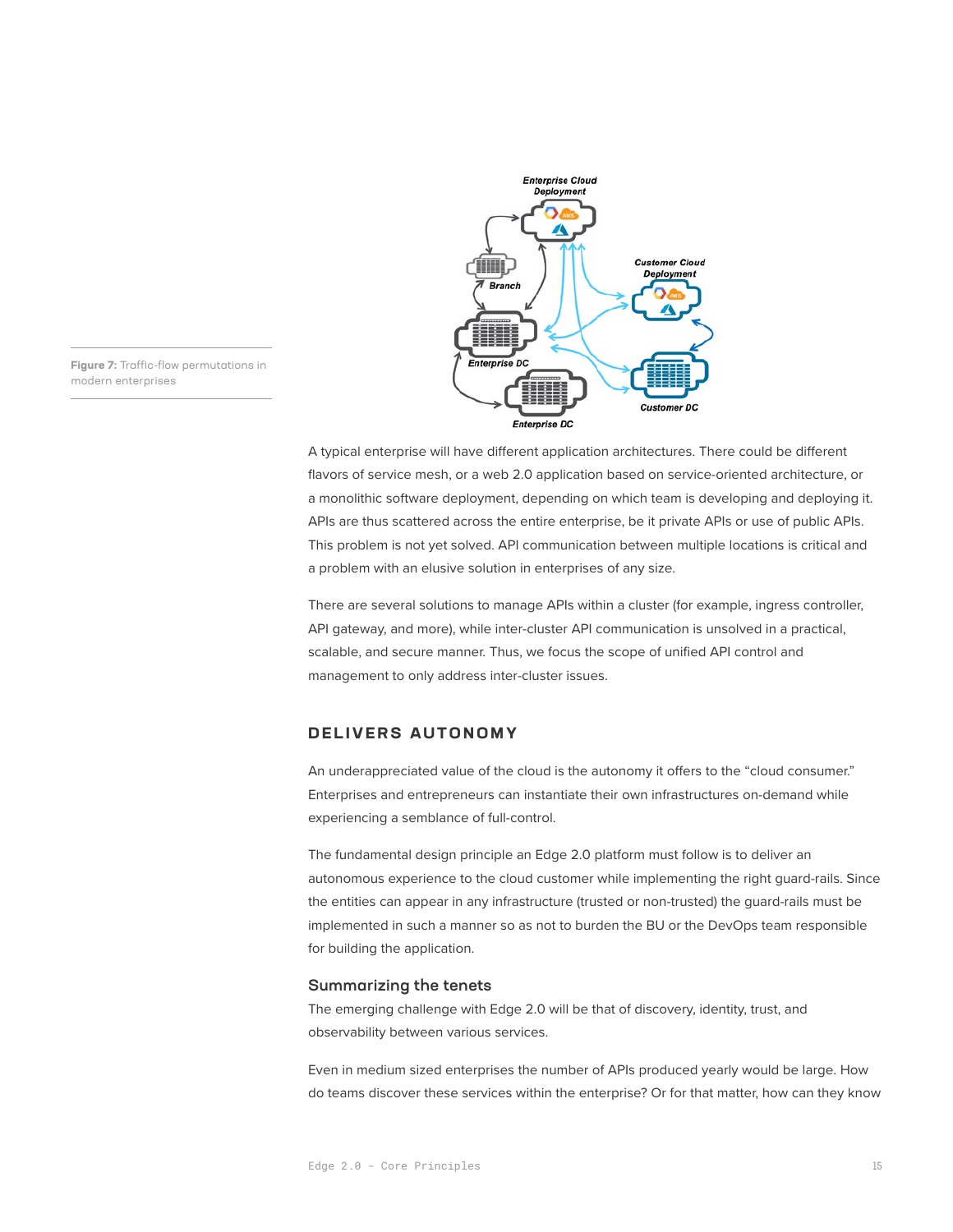Figure 7: Traffic-flow permutations in modern enterprises

A typical enterprise will have different application architectures. There could be different flavors of service mesh, or a web 2.0 application based on service-oriented architecture, or a monolithic software deployment, depending on which team is developing and deploying it. APIs are thus scattered across the entire enterprise, be it private APIs or use of public APIs. This problem is not yet solved. API communication between multiple locations is critical and a problem with an elusive solution in enterprises of any size.

There are several solutions to manage APIs within a cluster (for example, ingress controller, API gateway, and more), while inter-cluster API communication is unsolved in a practical, scalable, and secure manner. Thus, we focus the scope of unified API control and management to only address inter-cluster issues.

## DELIVERS AUTONOMY

An underappreciated value of the cloud is the autonomy it offers to the "cloud consumer." Enterprises and entrepreneurs can instantiate their own infrastructures on-demand while experiencing a semblance of full-control.

The fundamental design principle an Edge 2.0 platform must follow is to deliver an autonomous experience to the cloud customer while implementing the right guard-rails. Since the entities can appear in any infrastructure (trusted or non-trusted) the guard-rails must be implemented in such a manner so as not to burden the BU or the DevOps team responsible for building the application.

### Summarizing the tenets

The emerging challenge with Edge 2.0 will be that of discovery, identity, trust, and observability between various services.

Even in medium sized enterprises the number of APIs produced yearly would be large. How do teams discover these services within the enterprise? Or for that matter, how can they know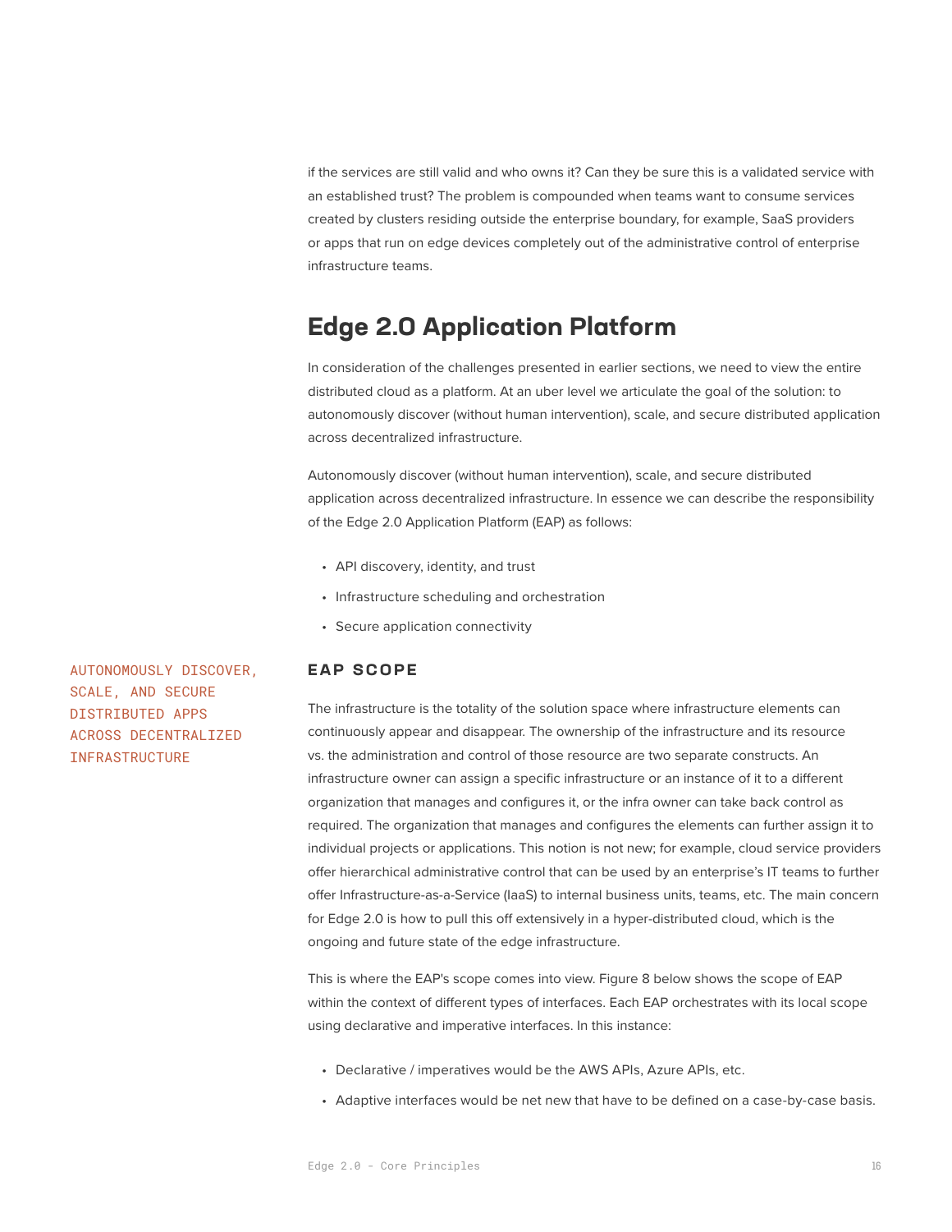if the services are still valid and who owns it? Can they be sure this is a validated service with an established trust? The problem is compounded when teams want to consume services created by clusters residing outside the enterprise boundary, for example, SaaS providers or apps that run on edge devices completely out of the administrative control of enterprise infrastructure teams.

## Edge 2.0 Application Platform

In consideration of the challenges presented in earlier sections, we need to view the entire distributed cloud as a platform. At an uber level we articulate the goal of the solution: to autonomously discover (without human intervention), scale, and secure distributed application across decentralized infrastructure.

Autonomously discover (without human intervention), scale, and secure distributed application across decentralized infrastructure. In essence we can describe the responsibility of the Edge 2.0 Application Platform (EAP) as follows:

- API discovery, identity, and trust
- Infrastructure scheduling and orchestration
- Secure application connectivity

AUTONOMOUSLY DISCOVER, SCALE, AND SECURE DISTRIBUTED APPS ACROSS DECENTRALIZED INFRASTRUCTURE

### EAP SCOPE

The infrastructure is the totality of the solution space where infrastructure elements can continuously appear and disappear. The ownership of the infrastructure and its resource vs. the administration and control of those resource are two separate constructs. An infrastructure owner can assign a specific infrastructure or an instance of it to a different organization that manages and configures it, or the infra owner can take back control as required. The organization that manages and configures the elements can further assign it to individual projects or applications. This notion is not new; for example, cloud service providers offer hierarchical administrative control that can be used by an enterprise's IT teams to further offer Infrastructure-as-a-Service (IaaS) to internal business units, teams, etc. The main concern for Edge 2.0 is how to pull this off extensively in a hyper-distributed cloud, which is the ongoing and future state of the edge infrastructure.

This is where the EAP's scope comes into view. Figure 8 below shows the scope of EAP within the context of different types of interfaces. Each EAP orchestrates with its local scope using declarative and imperative interfaces. In this instance:

- Declarative / imperatives would be the AWS APIs, Azure APIs, etc.
- Adaptive interfaces would be net new that have to be defined on a case-by-case basis.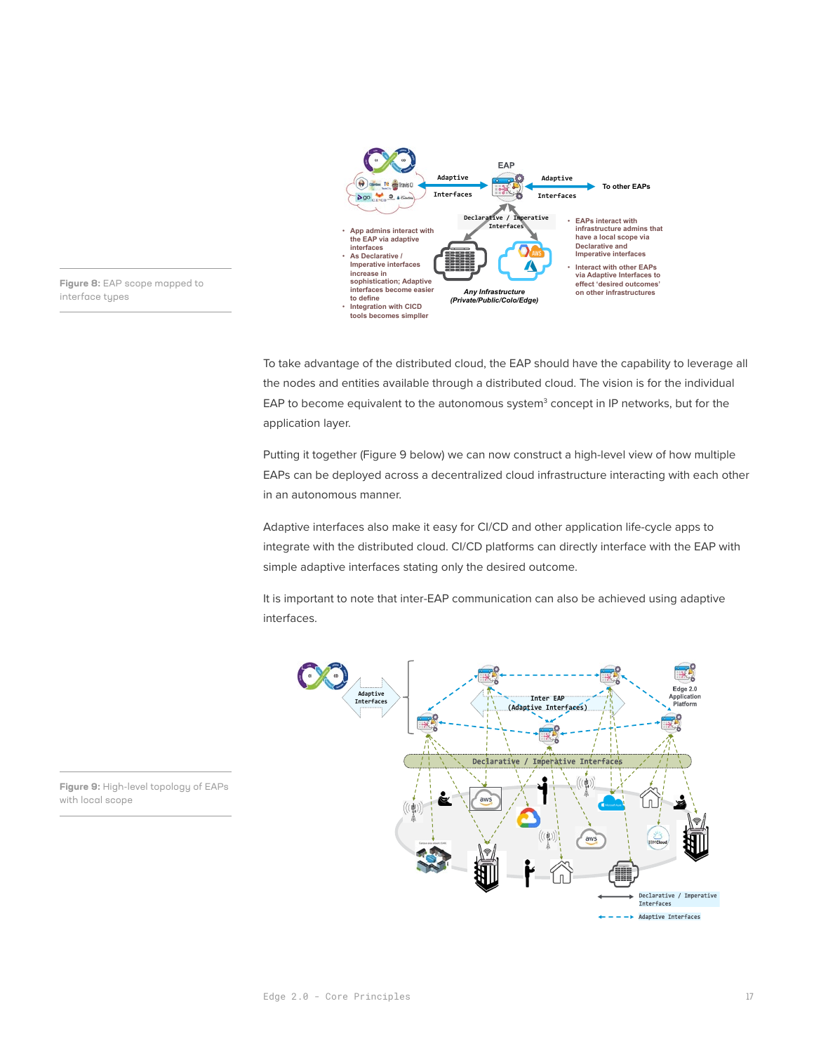Figure 8: EAP scope mapped to interface types

To take advantage of the distributed cloud, the EAP should have the capability to leverage all the nodes and entities available through a distributed cloud. The vision is for the individual EAP to become equivalent to the autonomous system[3] concept in IP networks, but for the application layer.

Putting it together (Figure 9 below) we can now construct a high-level view of how multiple EAPs can be deployed across a decentralized cloud infrastructure interacting with each other in an autonomous manner.

Adaptive interfaces also make it easy for CI/CD and other application life-cycle apps to integrate with the distributed cloud. CI/CD platforms can directly interface with the EAP with simple adaptive interfaces stating only the desired outcome.

It is important to note that inter-EAP communication can also be achieved using adaptive interfaces.

Figure 9: High-level topology of EAPs with local scope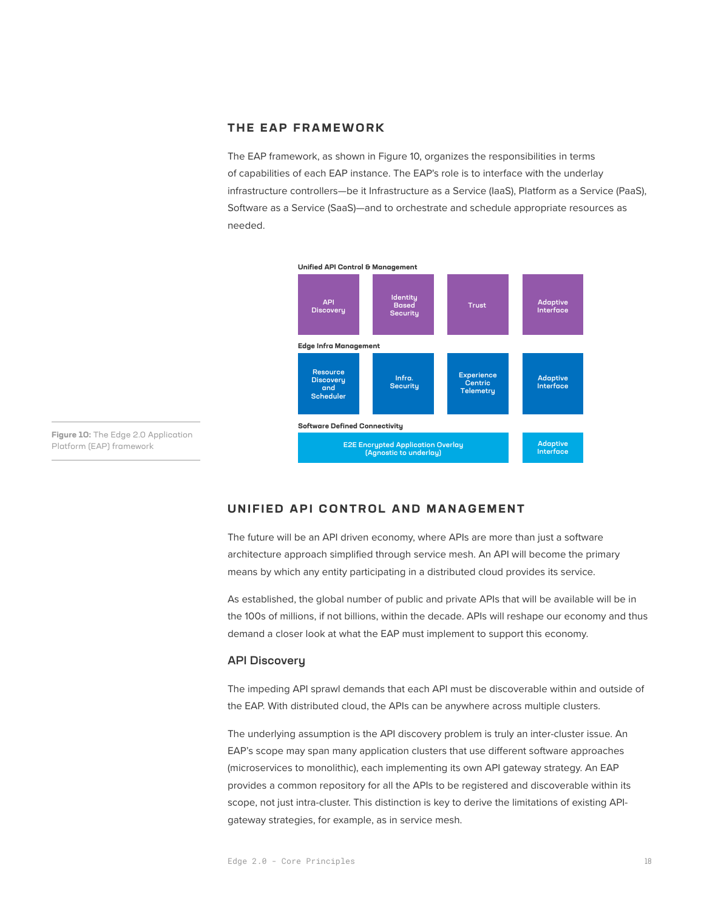## THE EAP FRAMEWORK

The EAP framework, as shown in Figure 10, organizes the responsibilities in terms of capabilities of each EAP instance. The EAP's role is to interface with the underlay infrastructure controllers—be it Infrastructure as a Service (IaaS), Platform as a Service (PaaS), Software as a Service (SaaS)—and to orchestrate and schedule appropriate resources as needed.

**Unified API Control & Management**

| API Discovery | Identity Based Security | Trust | Adaptive Interface |
|---|---|---|---|

**Edge Infra Management**

| Resource Discovery and Scheduler | Infra. Security | Experience Centric Telemetry | Adaptive Interface |
|---|---|---|---|

**Software Defined Connectivity**

| E2E Encrypted Application Overlay (Agnostic to underlay) | Adaptive Interface |
|---|---|

**Figure 10:** The Edge 2.0 Application Platform (EAP) framework

## UNIFIED API CONTROL AND MANAGEMENT

The future will be an API driven economy, where APIs are more than just a software architecture approach simplified through service mesh. An API will become the primary means by which any entity participating in a distributed cloud provides its service.

As established, the global number of public and private APIs that will be available will be in the 100s of millions, if not billions, within the decade. APIs will reshape our economy and thus demand a closer look at what the EAP must implement to support this economy.

### API Discovery

The impeding API sprawl demands that each API must be discoverable within and outside of the EAP. With distributed cloud, the APIs can be anywhere across multiple clusters.

The underlying assumption is the API discovery problem is truly an inter-cluster issue. An EAP's scope may span many application clusters that use different software approaches (microservices to monolithic), each implementing its own API gateway strategy. An EAP provides a common repository for all the APIs to be registered and discoverable within its scope, not just intra-cluster. This distinction is key to derive the limitations of existing API-gateway strategies, for example, as in service mesh.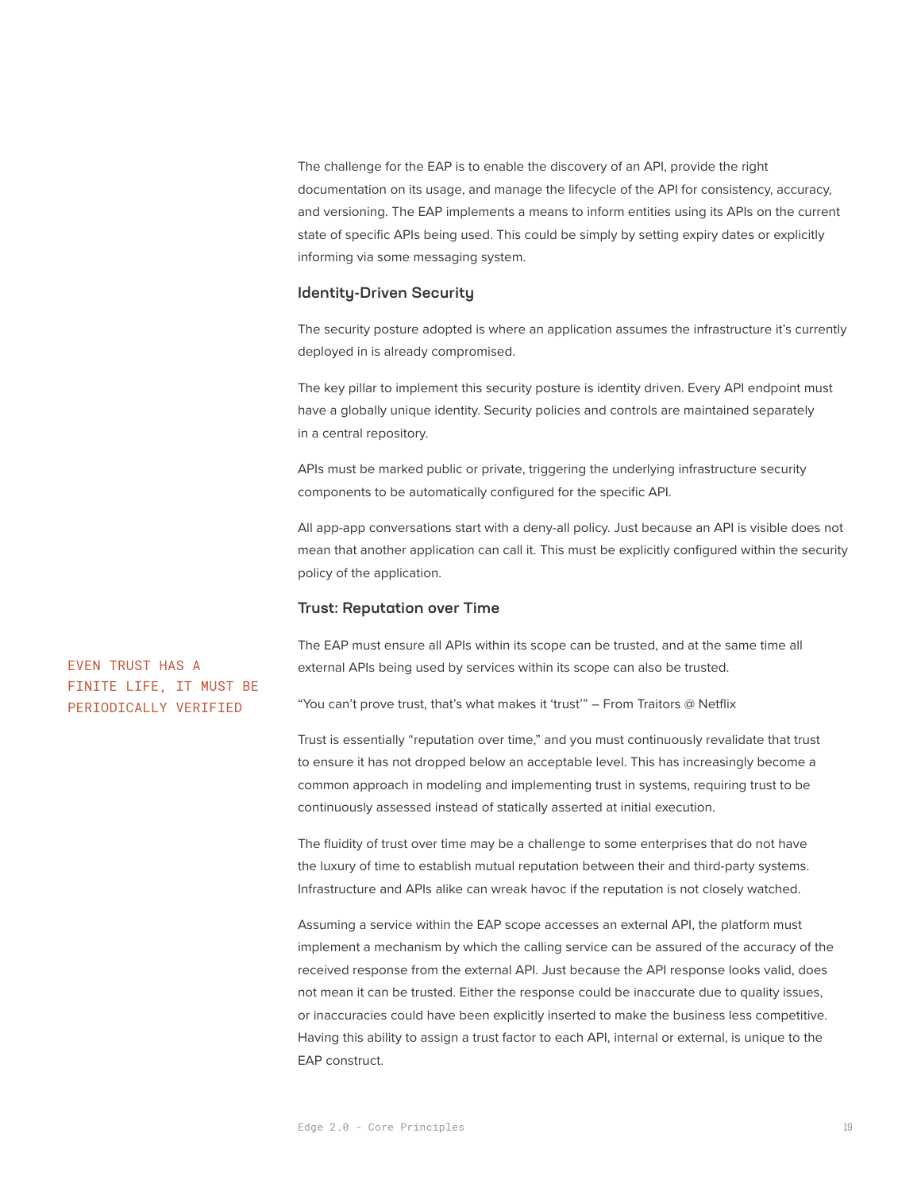The challenge for the EAP is to enable the discovery of an API, provide the right documentation on its usage, and manage the lifecycle of the API for consistency, accuracy, and versioning. The EAP implements a means to inform entities using its APIs on the current state of specific APIs being used. This could be simply by setting expiry dates or explicitly informing via some messaging system.

### Identity-Driven Security

The security posture adopted is where an application assumes the infrastructure it's currently deployed in is already compromised.

The key pillar to implement this security posture is identity driven. Every API endpoint must have a globally unique identity. Security policies and controls are maintained separately in a central repository.

APIs must be marked public or private, triggering the underlying infrastructure security components to be automatically configured for the specific API.

All app-app conversations start with a deny-all policy. Just because an API is visible does not mean that another application can call it. This must be explicitly configured within the security policy of the application.

### Trust: Reputation over Time

EVEN TRUST HAS A FINITE LIFE, IT MUST BE PERIODICALLY VERIFIED

The EAP must ensure all APIs within its scope can be trusted, and at the same time all external APIs being used by services within its scope can also be trusted.

"You can't prove trust, that's what makes it 'trust'" – From Traitors @ Netflix

Trust is essentially "reputation over time," and you must continuously revalidate that trust to ensure it has not dropped below an acceptable level. This has increasingly become a common approach in modeling and implementing trust in systems, requiring trust to be continuously assessed instead of statically asserted at initial execution.

The fluidity of trust over time may be a challenge to some enterprises that do not have the luxury of time to establish mutual reputation between their and third-party systems. Infrastructure and APIs alike can wreak havoc if the reputation is not closely watched.

Assuming a service within the EAP scope accesses an external API, the platform must implement a mechanism by which the calling service can be assured of the accuracy of the received response from the external API. Just because the API response looks valid, does not mean it can be trusted. Either the response could be inaccurate due to quality issues, or inaccuracies could have been explicitly inserted to make the business less competitive. Having this ability to assign a trust factor to each API, internal or external, is unique to the EAP construct.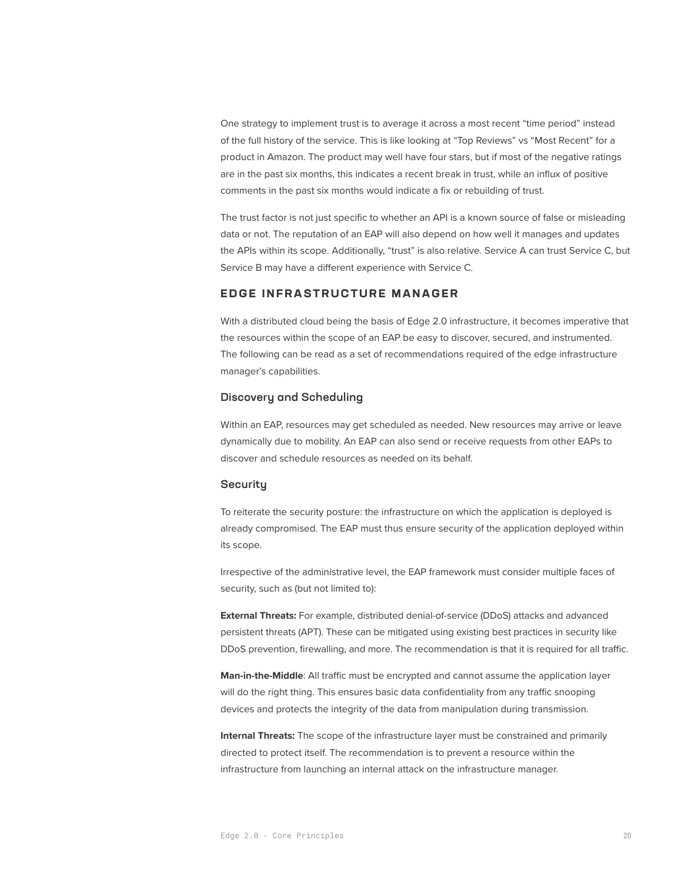One strategy to implement trust is to average it across a most recent "time period" instead of the full history of the service. This is like looking at "Top Reviews" vs "Most Recent" for a product in Amazon. The product may well have four stars, but if most of the negative ratings are in the past six months, this indicates a recent break in trust, while an influx of positive comments in the past six months would indicate a fix or rebuilding of trust.

The trust factor is not just specific to whether an API is a known source of false or misleading data or not. The reputation of an EAP will also depend on how well it manages and updates the APIs within its scope. Additionally, "trust" is also relative. Service A can trust Service C, but Service B may have a different experience with Service C.

## EDGE INFRASTRUCTURE MANAGER

With a distributed cloud being the basis of Edge 2.0 infrastructure, it becomes imperative that the resources within the scope of an EAP be easy to discover, secured, and instrumented. The following can be read as a set of recommendations required of the edge infrastructure manager's capabilities.

### Discovery and Scheduling

Within an EAP, resources may get scheduled as needed. New resources may arrive or leave dynamically due to mobility. An EAP can also send or receive requests from other EAPs to discover and schedule resources as needed on its behalf.

### Security

To reiterate the security posture: the infrastructure on which the application is deployed is already compromised. The EAP must thus ensure security of the application deployed within its scope.

Irrespective of the administrative level, the EAP framework must consider multiple faces of security, such as (but not limited to):

**External Threats:** For example, distributed denial-of-service (DDoS) attacks and advanced persistent threats (APT). These can be mitigated using existing best practices in security like DDoS prevention, firewalling, and more. The recommendation is that it is required for all traffic.

**Man-in-the-Middle**: All traffic must be encrypted and cannot assume the application layer will do the right thing. This ensures basic data confidentiality from any traffic snooping devices and protects the integrity of the data from manipulation during transmission.

**Internal Threats:** The scope of the infrastructure layer must be constrained and primarily directed to protect itself. The recommendation is to prevent a resource within the infrastructure from launching an internal attack on the infrastructure manager.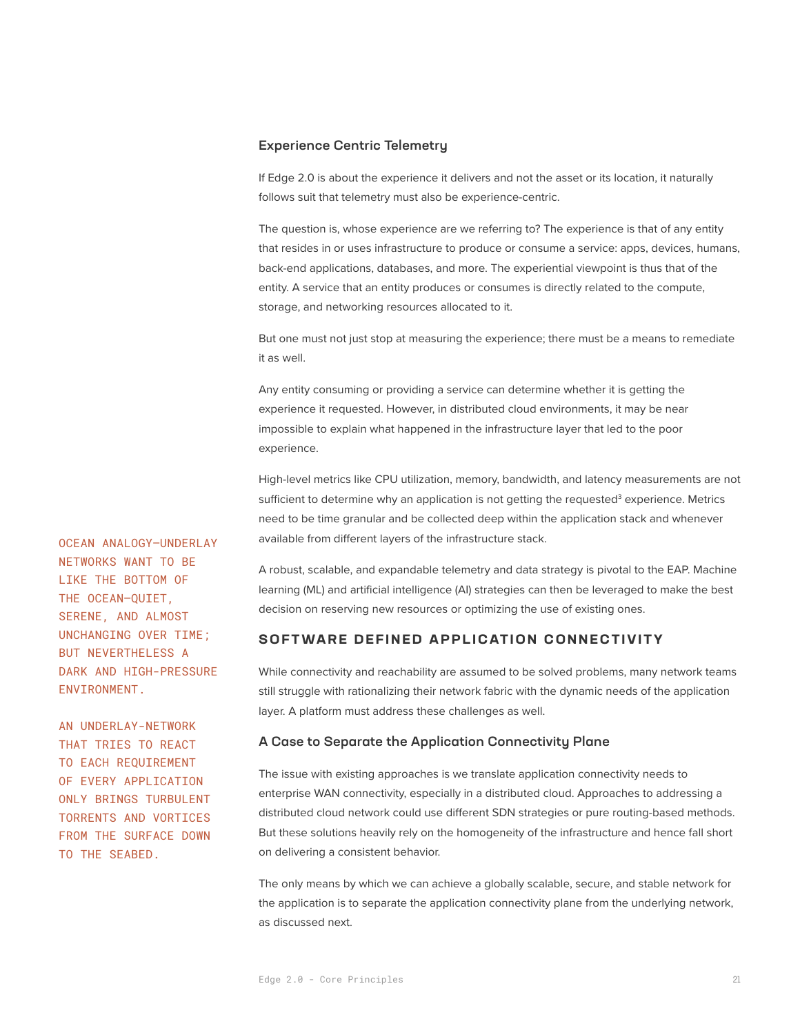### Experience Centric Telemetry

If Edge 2.0 is about the experience it delivers and not the asset or its location, it naturally follows suit that telemetry must also be experience-centric.

The question is, whose experience are we referring to? The experience is that of any entity that resides in or uses infrastructure to produce or consume a service: apps, devices, humans, back-end applications, databases, and more. The experiential viewpoint is thus that of the entity. A service that an entity produces or consumes is directly related to the compute, storage, and networking resources allocated to it.

But one must not just stop at measuring the experience; there must be a means to remediate it as well.

Any entity consuming or providing a service can determine whether it is getting the experience it requested. However, in distributed cloud environments, it may be near impossible to explain what happened in the infrastructure layer that led to the poor experience.

High-level metrics like CPU utilization, memory, bandwidth, and latency measurements are not sufficient to determine why an application is not getting the requested[3] experience. Metrics need to be time granular and be collected deep within the application stack and whenever available from different layers of the infrastructure stack.

A robust, scalable, and expandable telemetry and data strategy is pivotal to the EAP. Machine learning (ML) and artificial intelligence (AI) strategies can then be leveraged to make the best decision on reserving new resources or optimizing the use of existing ones.

OCEAN ANALOGY—UNDERLAY NETWORKS WANT TO BE LIKE THE BOTTOM OF THE OCEAN—QUIET, SERENE, AND ALMOST UNCHANGING OVER TIME; BUT NEVERTHELESS A DARK AND HIGH-PRESSURE ENVIRONMENT.

AN UNDERLAY-NETWORK THAT TRIES TO REACT TO EACH REQUIREMENT OF EVERY APPLICATION ONLY BRINGS TURBULENT TORRENTS AND VORTICES FROM THE SURFACE DOWN TO THE SEABED.

## SOFTWARE DEFINED APPLICATION CONNECTIVITY

While connectivity and reachability are assumed to be solved problems, many network teams still struggle with rationalizing their network fabric with the dynamic needs of the application layer. A platform must address these challenges as well.

### A Case to Separate the Application Connectivity Plane

The issue with existing approaches is we translate application connectivity needs to enterprise WAN connectivity, especially in a distributed cloud. Approaches to addressing a distributed cloud network could use different SDN strategies or pure routing-based methods. But these solutions heavily rely on the homogeneity of the infrastructure and hence fall short on delivering a consistent behavior.

The only means by which we can achieve a globally scalable, secure, and stable network for the application is to separate the application connectivity plane from the underlying network, as discussed next.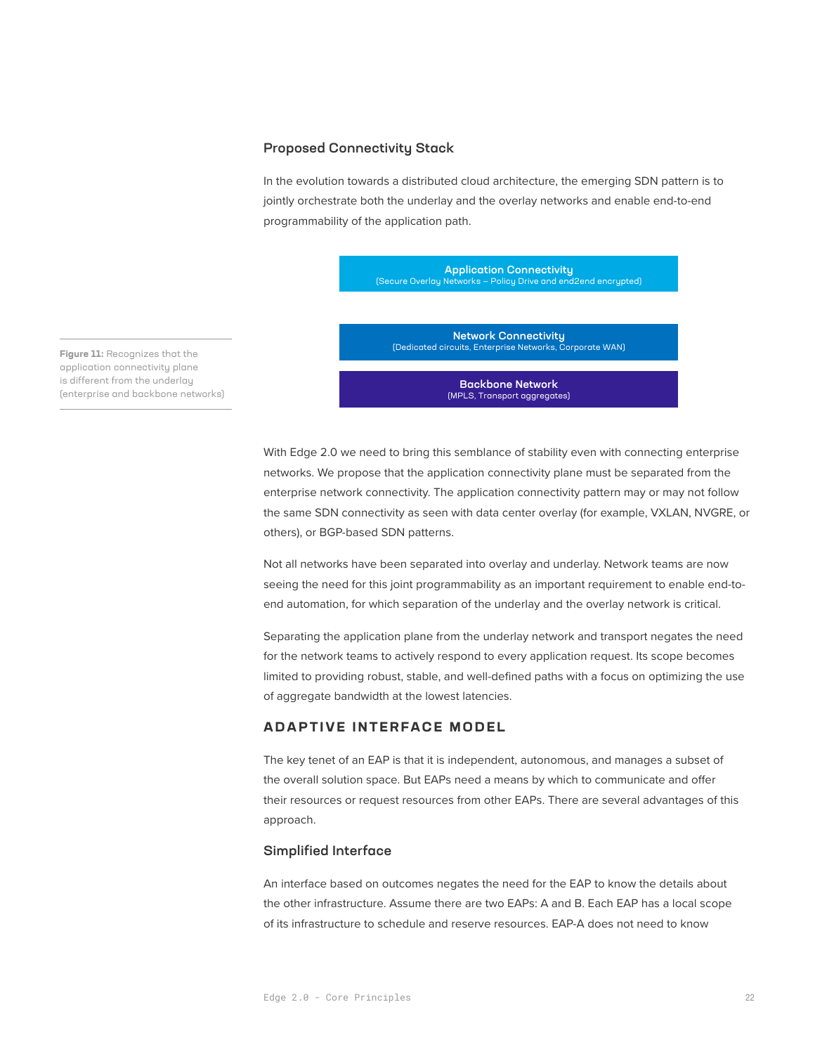### Proposed Connectivity Stack

In the evolution towards a distributed cloud architecture, the emerging SDN pattern is to jointly orchestrate both the underlay and the overlay networks and enable end-to-end programmability of the application path.

**Application Connectivity**
(Secure Overlay Networks – Policy Drive and end2end encrypted)

**Network Connectivity**
(Dedicated circuits, Enterprise Networks, Corporate WAN)

**Backbone Network**
(MPLS, Transport aggregates)

**Figure 11:** Recognizes that the application connectivity plane is different from the underlay (enterprise and backbone networks)

With Edge 2.0 we need to bring this semblance of stability even with connecting enterprise networks. We propose that the application connectivity plane must be separated from the enterprise network connectivity. The application connectivity pattern may or may not follow the same SDN connectivity as seen with data center overlay (for example, VXLAN, NVGRE, or others), or BGP-based SDN patterns.

Not all networks have been separated into overlay and underlay. Network teams are now seeing the need for this joint programmability as an important requirement to enable end-to-end automation, for which separation of the underlay and the overlay network is critical.

Separating the application plane from the underlay network and transport negates the need for the network teams to actively respond to every application request. Its scope becomes limited to providing robust, stable, and well-defined paths with a focus on optimizing the use of aggregate bandwidth at the lowest latencies.

## ADAPTIVE INTERFACE MODEL

The key tenet of an EAP is that it is independent, autonomous, and manages a subset of the overall solution space. But EAPs need a means by which to communicate and offer their resources or request resources from other EAPs. There are several advantages of this approach.

### Simplified Interface

An interface based on outcomes negates the need for the EAP to know the details about the other infrastructure. Assume there are two EAPs: A and B. Each EAP has a local scope of its infrastructure to schedule and reserve resources. EAP-A does not need to know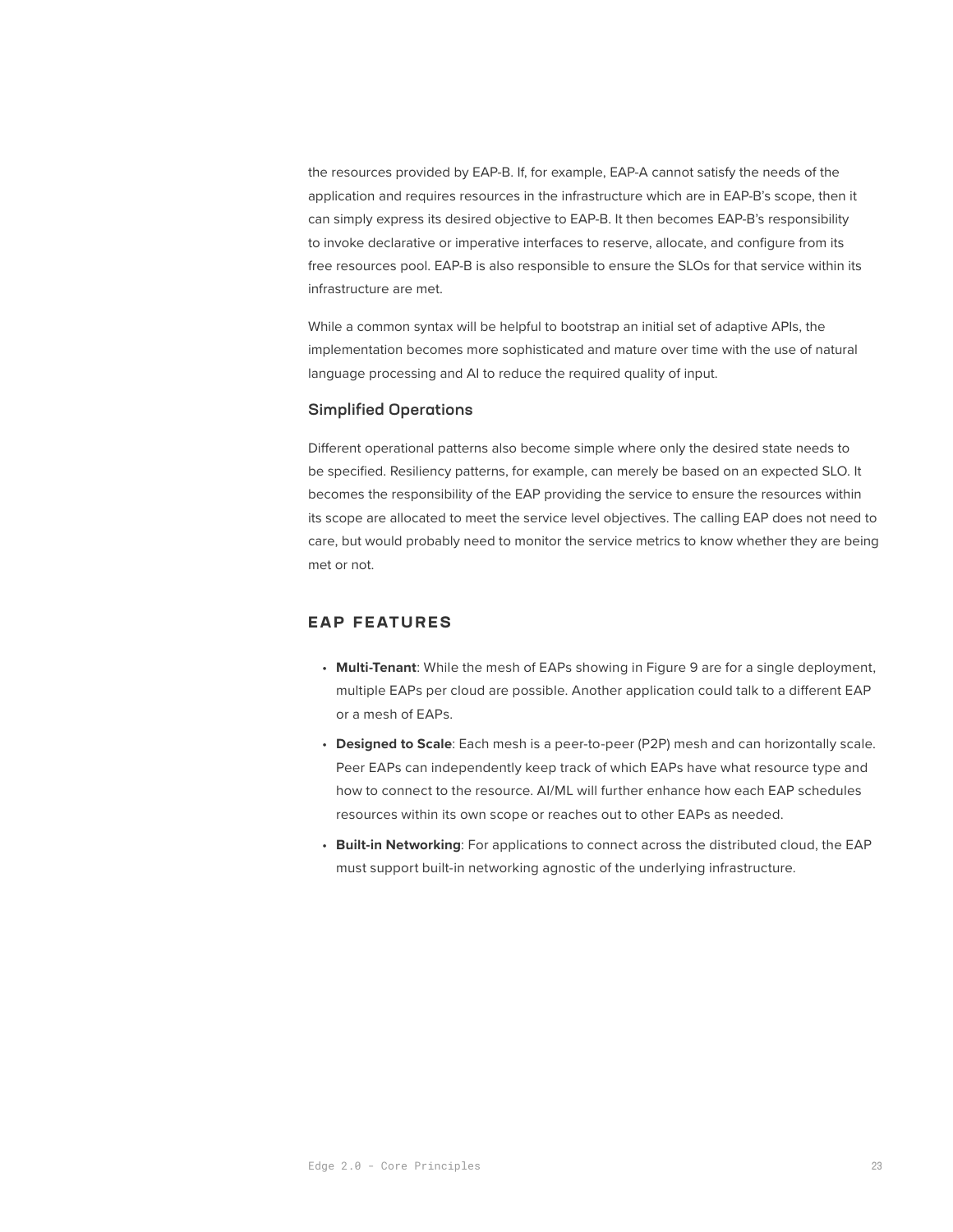the resources provided by EAP-B. If, for example, EAP-A cannot satisfy the needs of the application and requires resources in the infrastructure which are in EAP-B's scope, then it can simply express its desired objective to EAP-B. It then becomes EAP-B's responsibility to invoke declarative or imperative interfaces to reserve, allocate, and configure from its free resources pool. EAP-B is also responsible to ensure the SLOs for that service within its infrastructure are met.

While a common syntax will be helpful to bootstrap an initial set of adaptive APIs, the implementation becomes more sophisticated and mature over time with the use of natural language processing and AI to reduce the required quality of input.

### Simplified Operations

Different operational patterns also become simple where only the desired state needs to be specified. Resiliency patterns, for example, can merely be based on an expected SLO. It becomes the responsibility of the EAP providing the service to ensure the resources within its scope are allocated to meet the service level objectives. The calling EAP does not need to care, but would probably need to monitor the service metrics to know whether they are being met or not.

## EAP FEATURES

- **Multi-Tenant**: While the mesh of EAPs showing in Figure 9 are for a single deployment, multiple EAPs per cloud are possible. Another application could talk to a different EAP or a mesh of EAPs.
- **Designed to Scale**: Each mesh is a peer-to-peer (P2P) mesh and can horizontally scale. Peer EAPs can independently keep track of which EAPs have what resource type and how to connect to the resource. AI/ML will further enhance how each EAP schedules resources within its own scope or reaches out to other EAPs as needed.
- **Built-in Networking**: For applications to connect across the distributed cloud, the EAP must support built-in networking agnostic of the underlying infrastructure.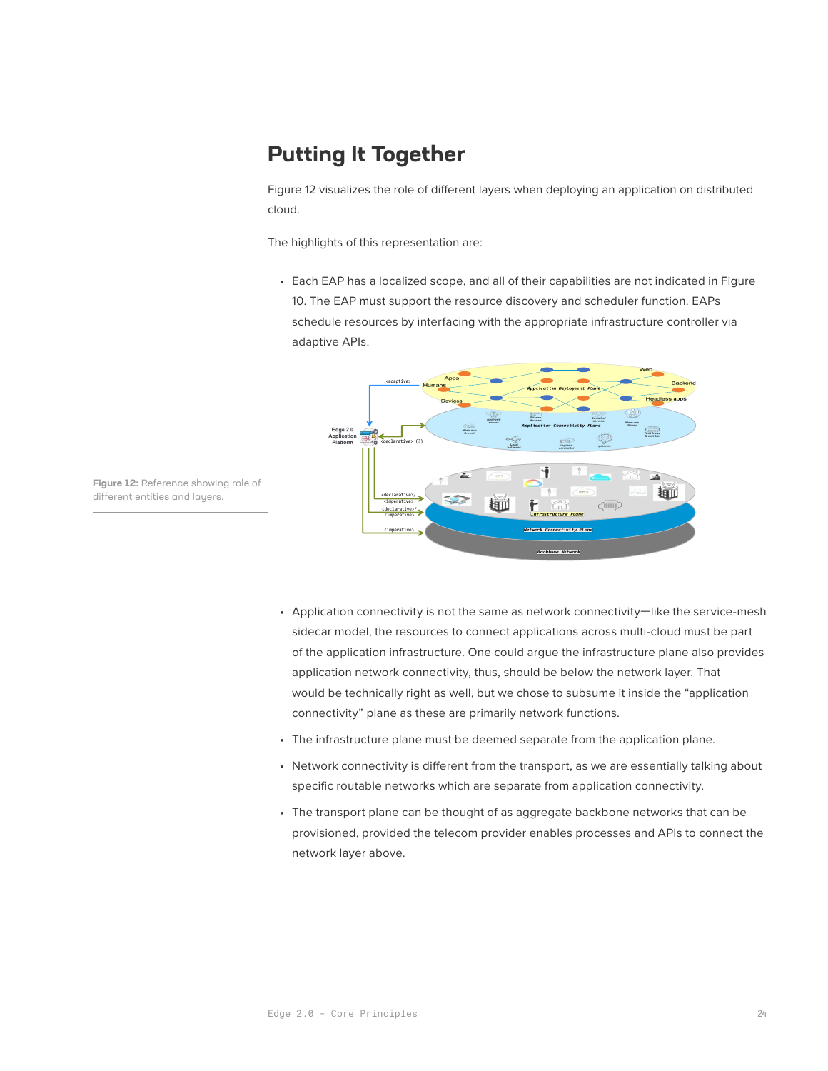# Putting It Together

Figure 12 visualizes the role of different layers when deploying an application on distributed cloud.

The highlights of this representation are:

- Each EAP has a localized scope, and all of their capabilities are not indicated in Figure 10. The EAP must support the resource discovery and scheduler function. EAPs schedule resources by interfacing with the appropriate infrastructure controller via adaptive APIs.

**Figure 12:** Reference showing role of different entities and layers.

- Application connectivity is not the same as network connectivity—like the service-mesh sidecar model, the resources to connect applications across multi-cloud must be part of the application infrastructure. One could argue the infrastructure plane also provides application network connectivity, thus, should be below the network layer. That would be technically right as well, but we chose to subsume it inside the "application connectivity" plane as these are primarily network functions.
- The infrastructure plane must be deemed separate from the application plane.
- Network connectivity is different from the transport, as we are essentially talking about specific routable networks which are separate from application connectivity.
- The transport plane can be thought of as aggregate backbone networks that can be provisioned, provided the telecom provider enables processes and APIs to connect the network layer above.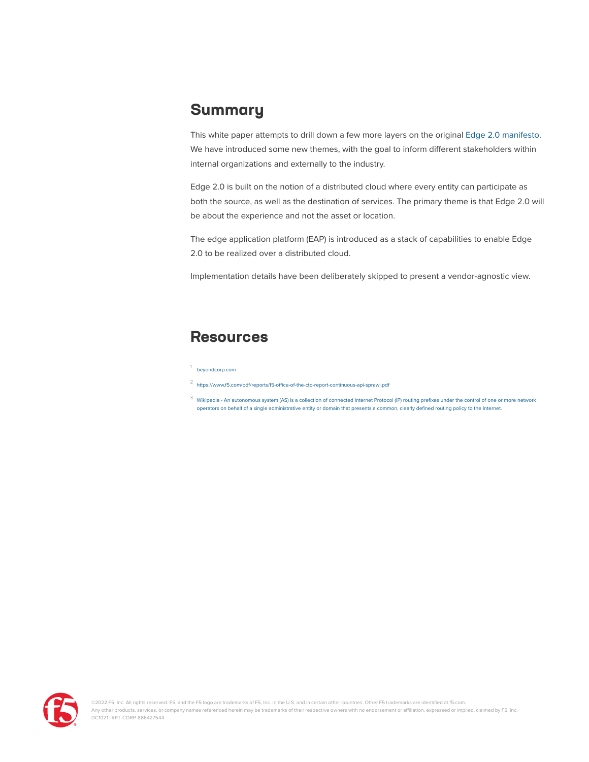## Summary

This white paper attempts to drill down a few more layers on the original Edge 2.0 manifesto. We have introduced some new themes, with the goal to inform different stakeholders within internal organizations and externally to the industry.

Edge 2.0 is built on the notion of a distributed cloud where every entity can participate as both the source, as well as the destination of services. The primary theme is that Edge 2.0 will be about the experience and not the asset or location.

The edge application platform (EAP) is introduced as a stack of capabilities to enable Edge 2.0 to be realized over a distributed cloud.

Implementation details have been deliberately skipped to present a vendor-agnostic view.

## Resources

[1] beyondcorp.com

[2] https://www.f5.com/pdf/reports/f5-office-of-the-cto-report-continuous-api-sprawl.pdf

[3] Wikipedia - An autonomous system (AS) is a collection of connected Internet Protocol (IP) routing prefixes under the control of one or more network operators on behalf of a single administrative entity or domain that presents a common, clearly defined routing policy to the Internet.

©2022 F5, Inc. All rights reserved. F5, and the F5 logo are trademarks of F5, Inc. in the U.S. and in certain other countries. Other F5 trademarks are identified at f5.com. Any other products, services, or company names referenced herein may be trademarks of their respective owners with no endorsement or affiliation, expressed or implied, claimed by F5, Inc. DC1021 | RPT-CORP-886427544